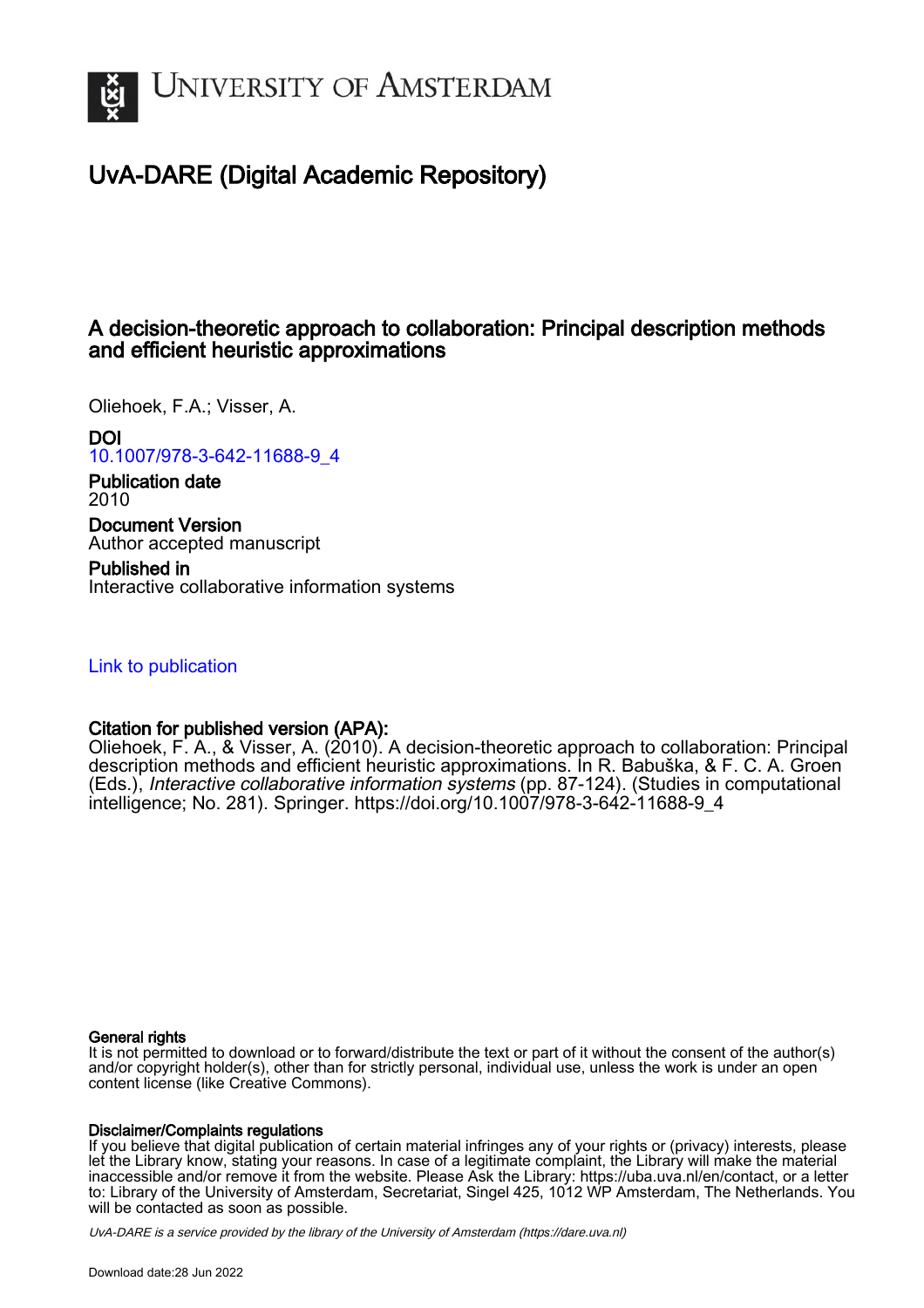# University of Amsterdam

## UvA-DARE (Digital Academic Repository)

### A decision-theoretic approach to collaboration: Principal description methods and efficient heuristic approximations

Oliehoek, F.A.; Visser, A.

**DOI**
10.1007/978-3-642-11688-9_4

**Publication date**
2010

**Document Version**
Author accepted manuscript

**Published in**
Interactive collaborative information systems

Link to publication

**Citation for published version (APA):**
Oliehoek, F. A., & Visser, A. (2010). A decision-theoretic approach to collaboration: Principal description methods and efficient heuristic approximations. In R. Babuška, & F. C. A. Groen (Eds.), *Interactive collaborative information systems* (pp. 87-124). (Studies in computational intelligence; No. 281). Springer. https://doi.org/10.1007/978-3-642-11688-9_4

**General rights**
It is not permitted to download or to forward/distribute the text or part of it without the consent of the author(s) and/or copyright holder(s), other than for strictly personal, individual use, unless the work is under an open content license (like Creative Commons).

**Disclaimer/Complaints regulations**
If you believe that digital publication of certain material infringes any of your rights or (privacy) interests, please let the Library know, stating your reasons. In case of a legitimate complaint, the Library will make the material inaccessible and/or remove it from the website. Please Ask the Library: https://uba.uva.nl/en/contact, or a letter to: Library of the University of Amsterdam, Secretariat, Singel 425, 1012 WP Amsterdam, The Netherlands. You will be contacted as soon as possible.

*UvA-DARE is a service provided by the library of the University of Amsterdam (https://dare.uva.nl)*

Download date:28 Jun 2022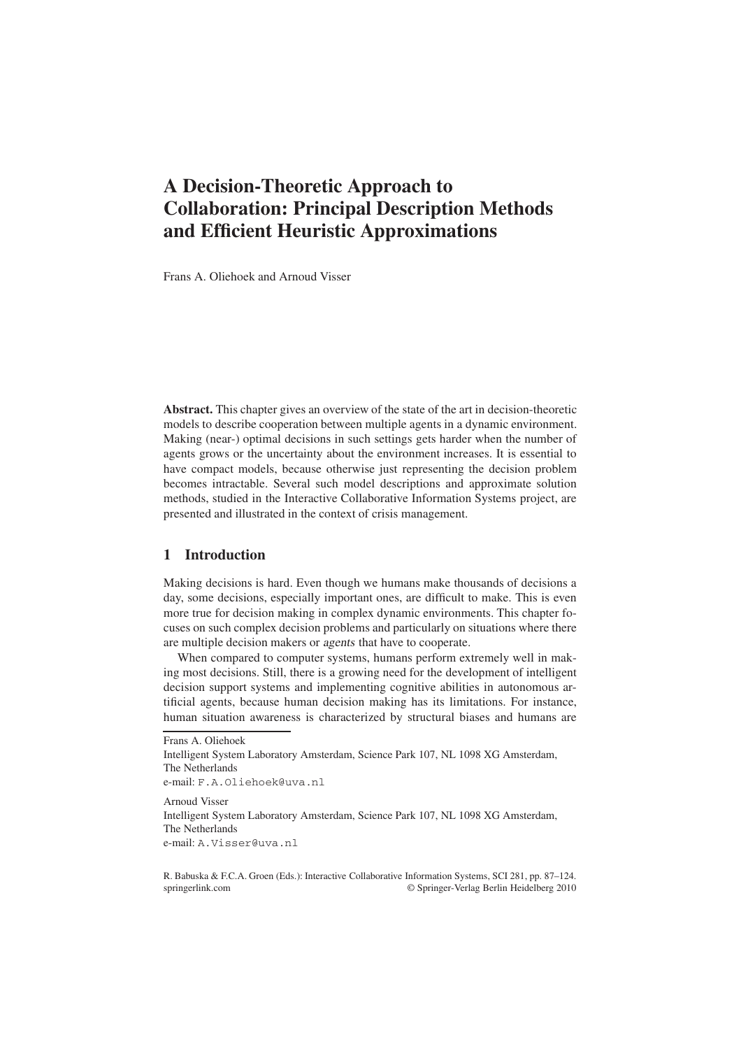# A Decision-Theoretic Approach to Collaboration: Principal Description Methods and Efficient Heuristic Approximations

Frans A. Oliehoek and Arnoud Visser

**Abstract.** This chapter gives an overview of the state of the art in decision-theoretic models to describe cooperation between multiple agents in a dynamic environment. Making (near-) optimal decisions in such settings gets harder when the number of agents grows or the uncertainty about the environment increases. It is essential to have compact models, because otherwise just representing the decision problem becomes intractable. Several such model descriptions and approximate solution methods, studied in the Interactive Collaborative Information Systems project, are presented and illustrated in the context of crisis management.

## 1 Introduction

Making decisions is hard. Even though we humans make thousands of decisions a day, some decisions, especially important ones, are difficult to make. This is even more true for decision making in complex dynamic environments. This chapter focuses on such complex decision problems and particularly on situations where there are multiple decision makers or *agents* that have to cooperate.

When compared to computer systems, humans perform extremely well in making most decisions. Still, there is a growing need for the development of intelligent decision support systems and implementing cognitive abilities in autonomous artificial agents, because human decision making has its limitations. For instance, human situation awareness is characterized by structural biases and humans are

---

Frans A. Oliehoek
Intelligent System Laboratory Amsterdam, Science Park 107, NL 1098 XG Amsterdam, The Netherlands
e-mail: F.A.Oliehoek@uva.nl

Arnoud Visser
Intelligent System Laboratory Amsterdam, Science Park 107, NL 1098 XG Amsterdam, The Netherlands
e-mail: A.Visser@uva.nl

R. Babuska & F.C.A. Groen (Eds.): Interactive Collaborative Information Systems, SCI 281, pp. 87–124.
springerlink.com © Springer-Verlag Berlin Heidelberg 2010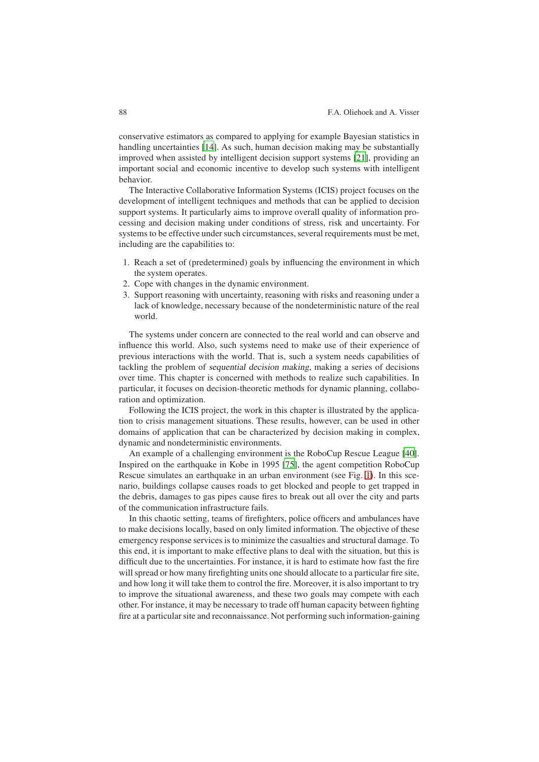conservative estimators as compared to applying for example Bayesian statistics in handling uncertainties [14]. As such, human decision making may be substantially improved when assisted by intelligent decision support systems [21], providing an important social and economic incentive to develop such systems with intelligent behavior.

The Interactive Collaborative Information Systems (ICIS) project focuses on the development of intelligent techniques and methods that can be applied to decision support systems. It particularly aims to improve overall quality of information processing and decision making under conditions of stress, risk and uncertainty. For systems to be effective under such circumstances, several requirements must be met, including are the capabilities to:

1. Reach a set of (predetermined) goals by influencing the environment in which the system operates.
2. Cope with changes in the dynamic environment.
3. Support reasoning with uncertainty, reasoning with risks and reasoning under a lack of knowledge, necessary because of the nondeterministic nature of the real world.

The systems under concern are connected to the real world and can observe and influence this world. Also, such systems need to make use of their experience of previous interactions with the world. That is, such a system needs capabilities of tackling the problem of *sequential decision making*, making a series of decisions over time. This chapter is concerned with methods to realize such capabilities. In particular, it focuses on decision-theoretic methods for dynamic planning, collaboration and optimization.

Following the ICIS project, the work in this chapter is illustrated by the application to crisis management situations. These results, however, can be used in other domains of application that can be characterized by decision making in complex, dynamic and nondeterministic environments.

An example of a challenging environment is the RoboCup Rescue League [40]. Inspired on the earthquake in Kobe in 1995 [75], the agent competition RoboCup Rescue simulates an earthquake in an urban environment (see Fig. 1). In this scenario, buildings collapse causes roads to get blocked and people to get trapped in the debris, damages to gas pipes cause fires to break out all over the city and parts of the communication infrastructure fails.

In this chaotic setting, teams of firefighters, police officers and ambulances have to make decisions locally, based on only limited information. The objective of these emergency response services is to minimize the casualties and structural damage. To this end, it is important to make effective plans to deal with the situation, but this is difficult due to the uncertainties. For instance, it is hard to estimate how fast the fire will spread or how many firefighting units one should allocate to a particular fire site, and how long it will take them to control the fire. Moreover, it is also important to try to improve the situational awareness, and these two goals may compete with each other. For instance, it may be necessary to trade off human capacity between fighting fire at a particular site and reconnaissance. Not performing such information-gaining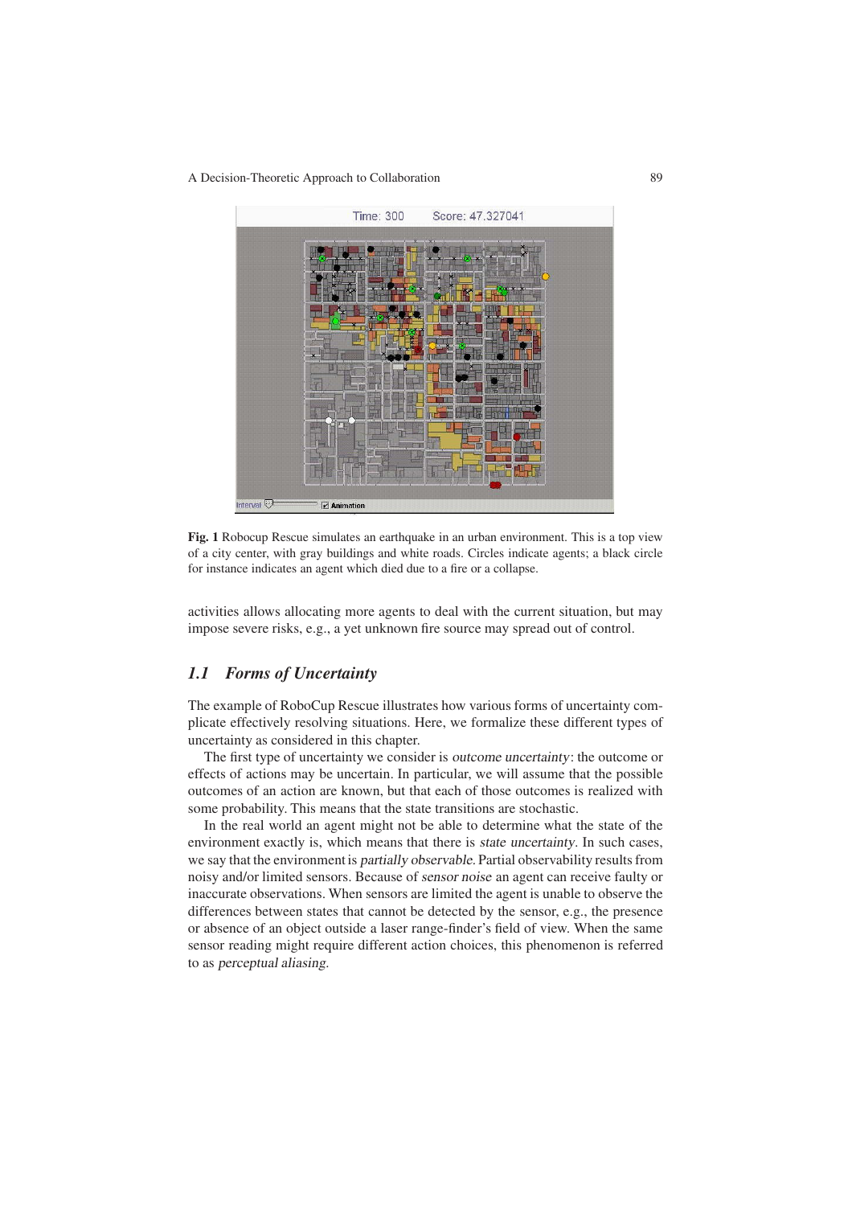Time: 300 Score: 47.327041

Interval Animation

**Fig. 1** Robocup Rescue simulates an earthquake in an urban environment. This is a top view of a city center, with gray buildings and white roads. Circles indicate agents; a black circle for instance indicates an agent which died due to a fire or a collapse.

activities allows allocating more agents to deal with the current situation, but may impose severe risks, e.g., a yet unknown fire source may spread out of control.

### *1.1 Forms of Uncertainty*

The example of RoboCup Rescue illustrates how various forms of uncertainty complicate effectively resolving situations. Here, we formalize these different types of uncertainty as considered in this chapter.

The first type of uncertainty we consider is *outcome uncertainty*: the outcome or effects of actions may be uncertain. In particular, we will assume that the possible outcomes of an action are known, but that each of those outcomes is realized with some probability. This means that the state transitions are stochastic.

In the real world an agent might not be able to determine what the state of the environment exactly is, which means that there is *state uncertainty*. In such cases, we say that the environment is *partially observable*. Partial observability results from noisy and/or limited sensors. Because of *sensor noise* an agent can receive faulty or inaccurate observations. When sensors are limited the agent is unable to observe the differences between states that cannot be detected by the sensor, e.g., the presence or absence of an object outside a laser range-finder's field of view. When the same sensor reading might require different action choices, this phenomenon is referred to as *perceptual aliasing*.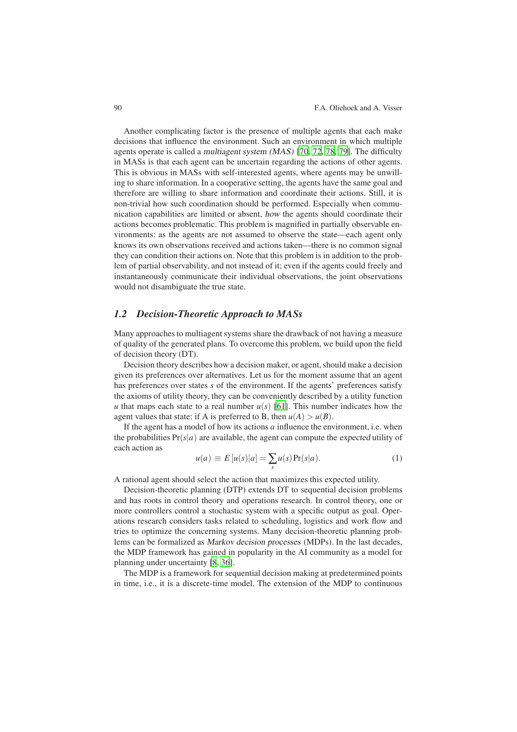Another complicating factor is the presence of multiple agents that each make decisions that influence the environment. Such an environment in which multiple agents operate is called a *multiagent system (MAS)* [70, 72, 78, 79]. The difficulty in MASs is that each agent can be uncertain regarding the actions of other agents. This is obvious in MASs with self-interested agents, where agents may be unwilling to share information. In a cooperative setting, the agents have the same goal and therefore are willing to share information and coordinate their actions. Still, it is non-trivial how such coordination should be performed. Especially when communication capabilities are limited or absent, *how* the agents should coordinate their actions becomes problematic. This problem is magnified in partially observable environments: as the agents are not assumed to observe the state—each agent only knows its own observations received and actions taken—there is no common signal they can condition their actions on. Note that this problem is in addition to the problem of partial observability, and not instead of it; even if the agents could freely and instantaneously communicate their individual observations, the joint observations would not disambiguate the true state.

### *1.2 Decision-Theoretic Approach to MASs*

Many approaches to multiagent systems share the drawback of not having a measure of quality of the generated plans. To overcome this problem, we build upon the field of decision theory (DT).

Decision theory describes how a decision maker, or agent, should make a decision given its preferences over alternatives. Let us for the moment assume that an agent has preferences over states $s$ of the environment. If the agents' preferences satisfy the axioms of utility theory, they can be conveniently described by a utility function $u$ that maps each state to a real number $u(s)$ [61]. This number indicates how the agent values that state: if A is preferred to B, then $u(A) > u(B)$.

If the agent has a model of how its actions $a$ influence the environment, i.e. when the probabilities $\Pr(s|a)$ are available, the agent can compute the *expected* utility of each action as

$$u(a) \equiv E\left[u(s)|a\right] = \sum_{s} u(s)\Pr(s|a). \tag{1}$$

A rational agent should select the action that maximizes this expected utility.

Decision-theoretic planning (DTP) extends DT to sequential decision problems and has roots in control theory and operations research. In control theory, one or more controllers control a stochastic system with a specific output as goal. Operations research considers tasks related to scheduling, logistics and work flow and tries to optimize the concerning systems. Many decision-theoretic planning problems can be formalized as *Markov decision processes* (MDPs). In the last decades, the MDP framework has gained in popularity in the AI community as a model for planning under uncertainty [8, 36].

The MDP is a framework for sequential decision making at predetermined points in time, i.e., it is a discrete-time model. The extension of the MDP to continuous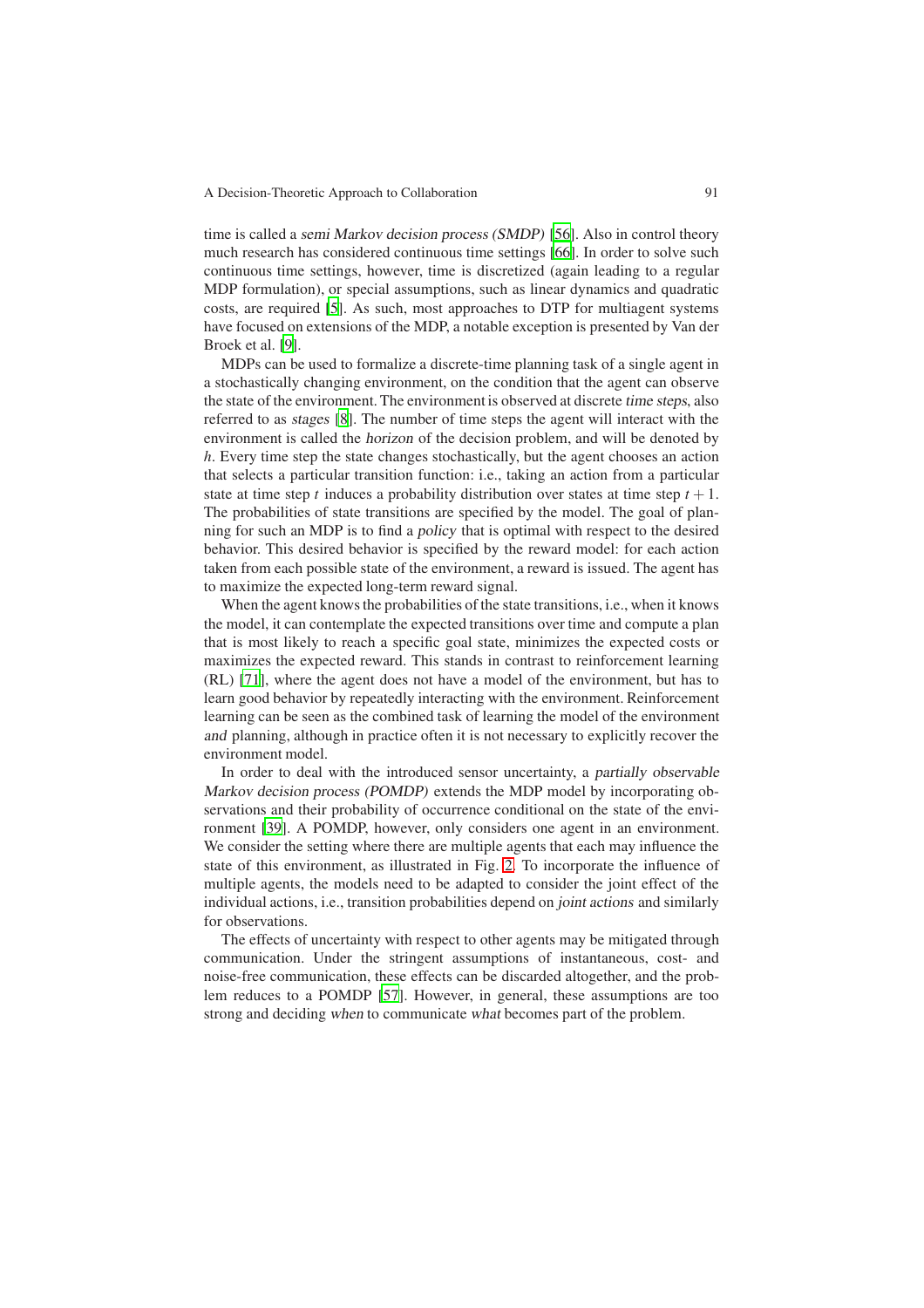time is called a *semi Markov decision process (SMDP)* [56]. Also in control theory much research has considered continuous time settings [66]. In order to solve such continuous time settings, however, time is discretized (again leading to a regular MDP formulation), or special assumptions, such as linear dynamics and quadratic costs, are required [5]. As such, most approaches to DTP for multiagent systems have focused on extensions of the MDP, a notable exception is presented by Van der Broek et al. [9].

MDPs can be used to formalize a discrete-time planning task of a single agent in a stochastically changing environment, on the condition that the agent can observe the state of the environment. The environment is observed at discrete *time steps*, also referred to as *stages* [8]. The number of time steps the agent will interact with the environment is called the *horizon* of the decision problem, and will be denoted by $h$. Every time step the state changes stochastically, but the agent chooses an action that selects a particular transition function: i.e., taking an action from a particular state at time step $t$ induces a probability distribution over states at time step $t+1$. The probabilities of state transitions are specified by the model. The goal of planning for such an MDP is to find a *policy* that is optimal with respect to the desired behavior. This desired behavior is specified by the reward model: for each action taken from each possible state of the environment, a reward is issued. The agent has to maximize the expected long-term reward signal.

When the agent knows the probabilities of the state transitions, i.e., when it knows the model, it can contemplate the expected transitions over time and compute a plan that is most likely to reach a specific goal state, minimizes the expected costs or maximizes the expected reward. This stands in contrast to reinforcement learning (RL) [71], where the agent does not have a model of the environment, but has to learn good behavior by repeatedly interacting with the environment. Reinforcement learning can be seen as the combined task of learning the model of the environment *and* planning, although in practice often it is not necessary to explicitly recover the environment model.

In order to deal with the introduced sensor uncertainty, a *partially observable Markov decision process (POMDP)* extends the MDP model by incorporating observations and their probability of occurrence conditional on the state of the environment [39]. A POMDP, however, only considers one agent in an environment. We consider the setting where there are multiple agents that each may influence the state of this environment, as illustrated in Fig. 2. To incorporate the influence of multiple agents, the models need to be adapted to consider the joint effect of the individual actions, i.e., transition probabilities depend on *joint actions* and similarly for observations.

The effects of uncertainty with respect to other agents may be mitigated through communication. Under the stringent assumptions of instantaneous, cost- and noise-free communication, these effects can be discarded altogether, and the problem reduces to a POMDP [57]. However, in general, these assumptions are too strong and deciding *when* to communicate *what* becomes part of the problem.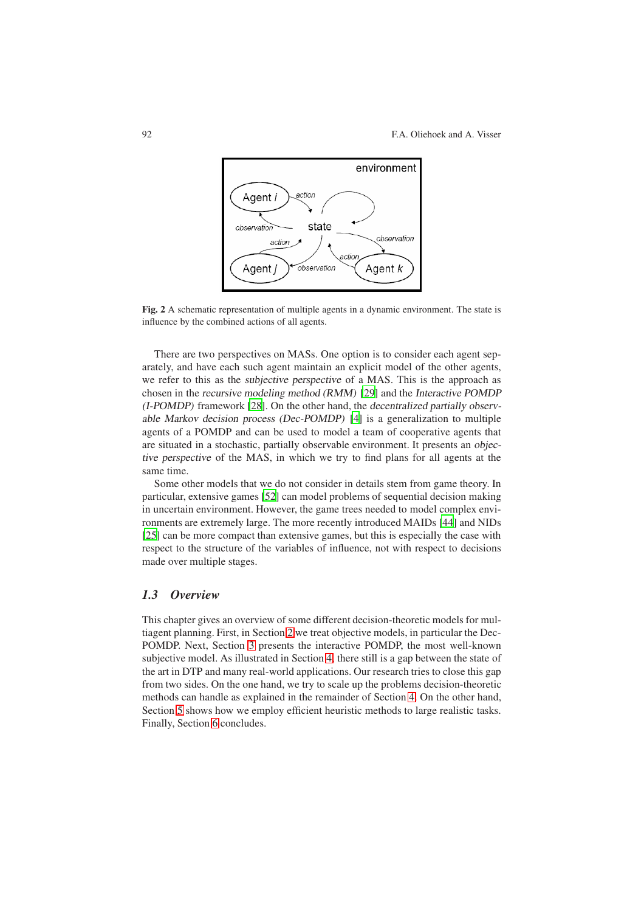**Fig. 2** A schematic representation of multiple agents in a dynamic environment. The state is influence by the combined actions of all agents.

There are two perspectives on MASs. One option is to consider each agent separately, and have each such agent maintain an explicit model of the other agents, we refer to this as the *subjective perspective* of a MAS. This is the approach as chosen in the *recursive modeling method (RMM)* [29] and the *Interactive POMDP (I-POMDP)* framework [28]. On the other hand, the *decentralized partially observable Markov decision process (Dec-POMDP)* [4] is a generalization to multiple agents of a POMDP and can be used to model a team of cooperative agents that are situated in a stochastic, partially observable environment. It presents an *objective perspective* of the MAS, in which we try to find plans for all agents at the same time.

Some other models that we do not consider in details stem from game theory. In particular, extensive games [52] can model problems of sequential decision making in uncertain environment. However, the game trees needed to model complex environments are extremely large. The more recently introduced MAIDs [44] and NIDs [25] can be more compact than extensive games, but this is especially the case with respect to the structure of the variables of influence, not with respect to decisions made over multiple stages.

### *1.3 Overview*

This chapter gives an overview of some different decision-theoretic models for multiagent planning. First, in Section 2 we treat objective models, in particular the Dec-POMDP. Next, Section 3 presents the interactive POMDP, the most well-known subjective model. As illustrated in Section 4, there still is a gap between the state of the art in DTP and many real-world applications. Our research tries to close this gap from two sides. On the one hand, we try to scale up the problems decision-theoretic methods can handle as explained in the remainder of Section 4. On the other hand, Section 5 shows how we employ efficient heuristic methods to large realistic tasks. Finally, Section 6 concludes.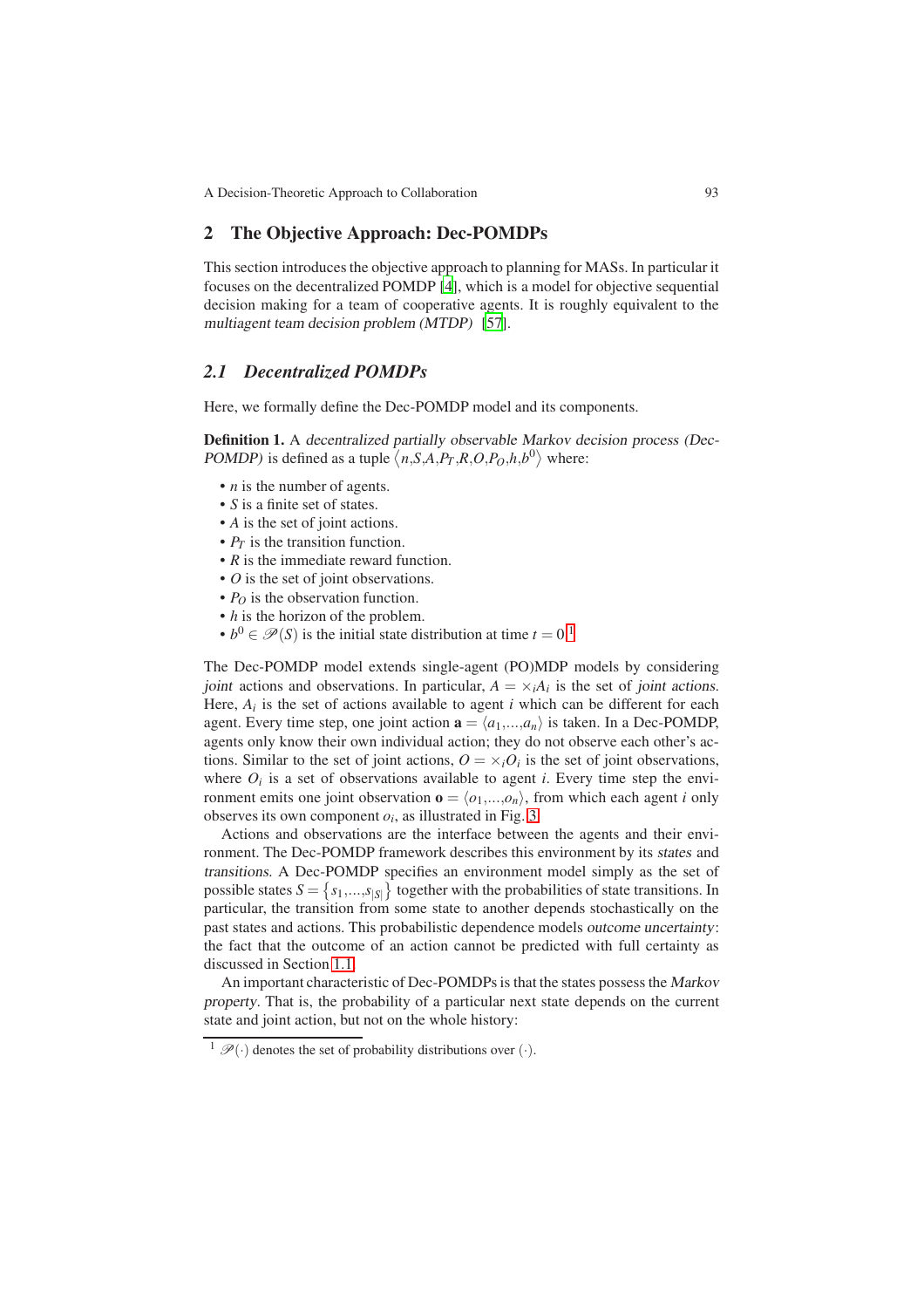## 2 The Objective Approach: Dec-POMDPs

This section introduces the objective approach to planning for MASs. In particular it focuses on the decentralized POMDP [4], which is a model for objective sequential decision making for a team of cooperative agents. It is roughly equivalent to the *multiagent team decision problem (MTDP)* [57].

### 2.1 Decentralized POMDPs

Here, we formally define the Dec-POMDP model and its components.

**Definition 1.** A *decentralized partially observable Markov decision process (Dec-POMDP)* is defined as a tuple $\langle n,S,A,P_T,R,O,P_O,h,b^0 \rangle$ where:

- $n$ is the number of agents.
- $S$ is a finite set of states.
- $A$ is the set of joint actions.
- $P_T$ is the transition function.
- $R$ is the immediate reward function.
- $O$ is the set of joint observations.
- $P_O$ is the observation function.
- $h$ is the horizon of the problem.
- $b^0 \in \mathscr{P}(S)$ is the initial state distribution at time $t = 0$.[1]

The Dec-POMDP model extends single-agent (PO)MDP models by considering *joint* actions and observations. In particular, $A = \times_i A_i$ is the set of *joint actions*. Here, $A_i$ is the set of actions available to agent $i$ which can be different for each agent. Every time step, one joint action $\mathbf{a} = \langle a_1,...,a_n \rangle$ is taken. In a Dec-POMDP, agents only know their own individual action; they do not observe each other's actions. Similar to the set of joint actions, $O = \times_i O_i$ is the set of joint observations, where $O_i$ is a set of observations available to agent $i$. Every time step the environment emits one joint observation $\mathbf{o} = \langle o_1,...,o_n \rangle$, from which each agent $i$ only observes its own component $o_i$, as illustrated in Fig. 3.

Actions and observations are the interface between the agents and their environment. The Dec-POMDP framework describes this environment by its *states* and *transitions*. A Dec-POMDP specifies an environment model simply as the set of possible states $S = \{ s_1,...,s_{|S|} \}$ together with the probabilities of state transitions. In particular, the transition from some state to another depends stochastically on the past states and actions. This probabilistic dependence models *outcome uncertainty*: the fact that the outcome of an action cannot be predicted with full certainty as discussed in Section 1.1.

An important characteristic of Dec-POMDPs is that the states possess the *Markov property*. That is, the probability of a particular next state depends on the current state and joint action, but not on the whole history:

[1] $\mathscr{P}(\cdot)$ denotes the set of probability distributions over $(\cdot)$.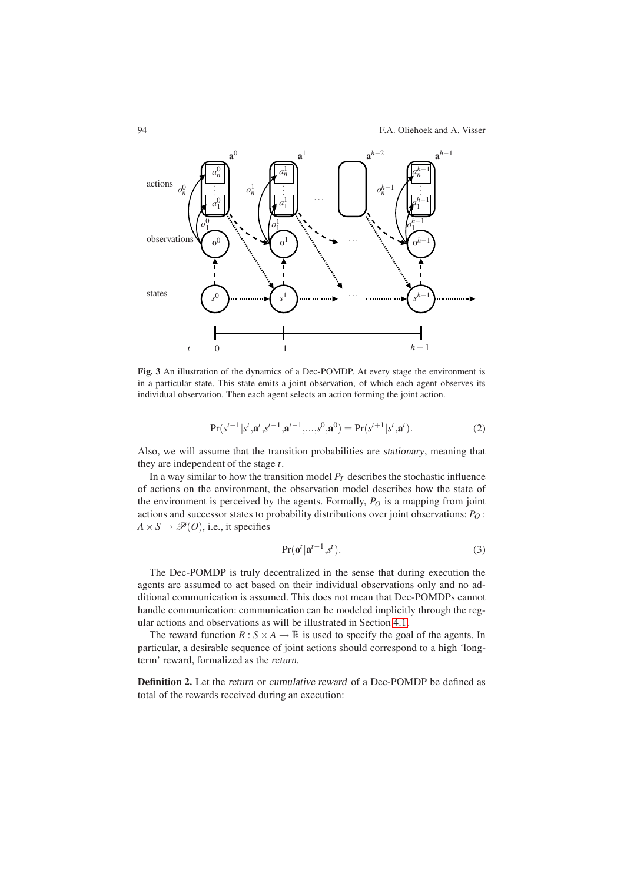**Fig. 3** An illustration of the dynamics of a Dec-POMDP. At every stage the environment is in a particular state. This state emits a joint observation, of which each agent observes its individual observation. Then each agent selects an action forming the joint action.

$$\Pr(s^{t+1}|s^t,\mathbf{a}^t,s^{t-1},\mathbf{a}^{t-1},...,s^0,\mathbf{a}^0) = \Pr(s^{t+1}|s^t,\mathbf{a}^t). \tag{2}$$

Also, we will assume that the transition probabilities are *stationary*, meaning that they are independent of the stage $t$.

In a way similar to how the transition model $P_T$ describes the stochastic influence of actions on the environment, the observation model describes how the state of the environment is perceived by the agents. Formally, $P_O$ is a mapping from joint actions and successor states to probability distributions over joint observations: $P_O : A \times S \to \mathscr{P}(O)$, i.e., it specifies

$$\Pr(\mathbf{o}^t|\mathbf{a}^{t-1},s^t). \tag{3}$$

The Dec-POMDP is truly decentralized in the sense that during execution the agents are assumed to act based on their individual observations only and no additional communication is assumed. This does not mean that Dec-POMDPs cannot handle communication: communication can be modeled implicitly through the regular actions and observations as will be illustrated in Section 4.1.

The reward function $R : S \times A \to \mathbb{R}$ is used to specify the goal of the agents. In particular, a desirable sequence of joint actions should correspond to a high 'long-term' reward, formalized as the *return*.

**Definition 2.** Let the *return* or *cumulative reward* of a Dec-POMDP be defined as total of the rewards received during an execution: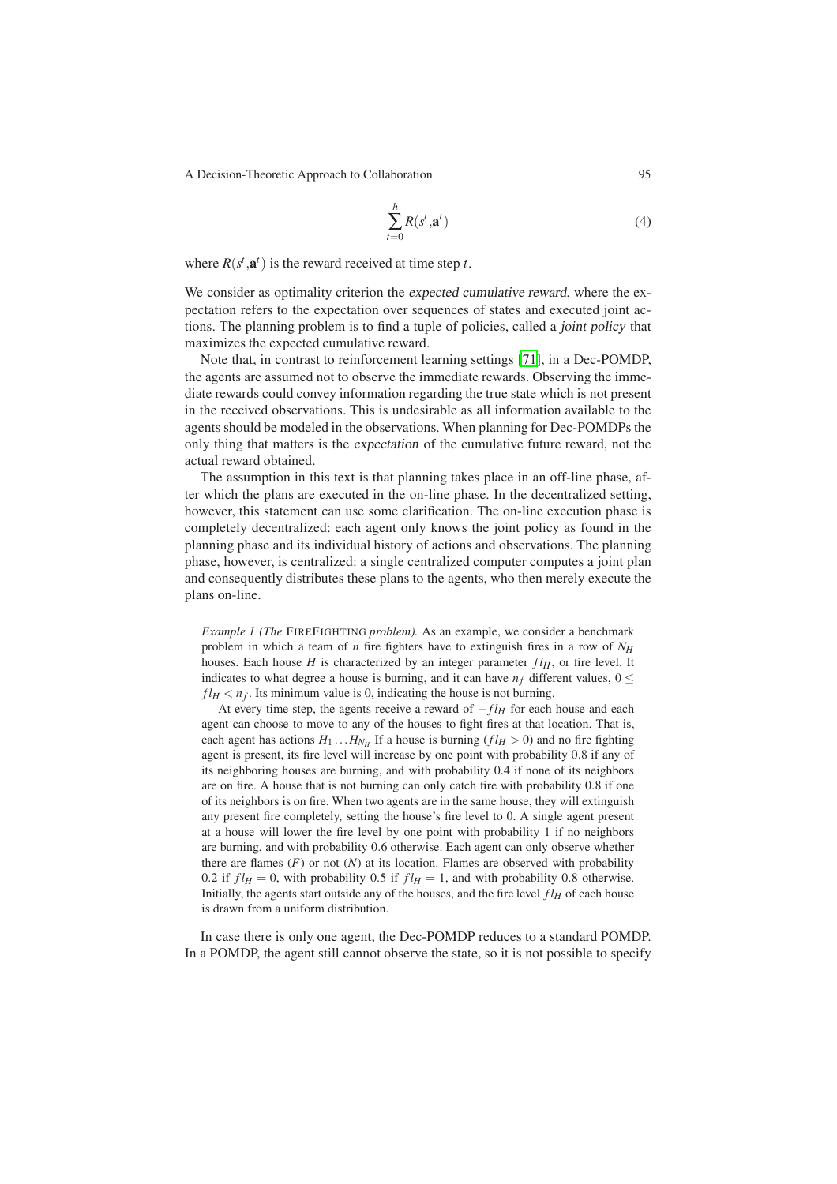$$\sum_{t=0}^{h} R(s^t, \mathbf{a}^t) \tag{4}$$

where $R(s^t, \mathbf{a}^t)$ is the reward received at time step $t$.

We consider as optimality criterion the *expected cumulative reward*, where the expectation refers to the expectation over sequences of states and executed joint actions. The planning problem is to find a tuple of policies, called a *joint policy* that maximizes the expected cumulative reward.

Note that, in contrast to reinforcement learning settings [71], in a Dec-POMDP, the agents are assumed not to observe the immediate rewards. Observing the immediate rewards could convey information regarding the true state which is not present in the received observations. This is undesirable as all information available to the agents should be modeled in the observations. When planning for Dec-POMDPs the only thing that matters is the *expectation* of the cumulative future reward, not the actual reward obtained.

The assumption in this text is that planning takes place in an off-line phase, after which the plans are executed in the on-line phase. In the decentralized setting, however, this statement can use some clarification. The on-line execution phase is completely decentralized: each agent only knows the joint policy as found in the planning phase and its individual history of actions and observations. The planning phase, however, is centralized: a single centralized computer computes a joint plan and consequently distributes these plans to the agents, who then merely execute the plans on-line.

*Example 1 (The* FIREFIGHTING *problem).* As an example, we consider a benchmark problem in which a team of $n$ fire fighters have to extinguish fires in a row of $N_H$ houses. Each house $H$ is characterized by an integer parameter $fl_H$, or fire level. It indicates to what degree a house is burning, and it can have $n_f$ different values, $0 \leq fl_H < n_f$. Its minimum value is 0, indicating the house is not burning.

At every time step, the agents receive a reward of $-fl_H$ for each house and each agent can choose to move to any of the houses to fight fires at that location. That is, each agent has actions $H_1 \ldots H_{N_H}$ If a house is burning ($fl_H > 0$) and no fire fighting agent is present, its fire level will increase by one point with probability 0.8 if any of its neighboring houses are burning, and with probability 0.4 if none of its neighbors are on fire. A house that is not burning can only catch fire with probability 0.8 if one of its neighbors is on fire. When two agents are in the same house, they will extinguish any present fire completely, setting the house's fire level to 0. A single agent present at a house will lower the fire level by one point with probability 1 if no neighbors are burning, and with probability 0.6 otherwise. Each agent can only observe whether there are flames ($F$) or not ($N$) at its location. Flames are observed with probability 0.2 if $fl_H = 0$, with probability 0.5 if $fl_H = 1$, and with probability 0.8 otherwise. Initially, the agents start outside any of the houses, and the fire level $fl_H$ of each house is drawn from a uniform distribution.

In case there is only one agent, the Dec-POMDP reduces to a standard POMDP. In a POMDP, the agent still cannot observe the state, so it is not possible to specify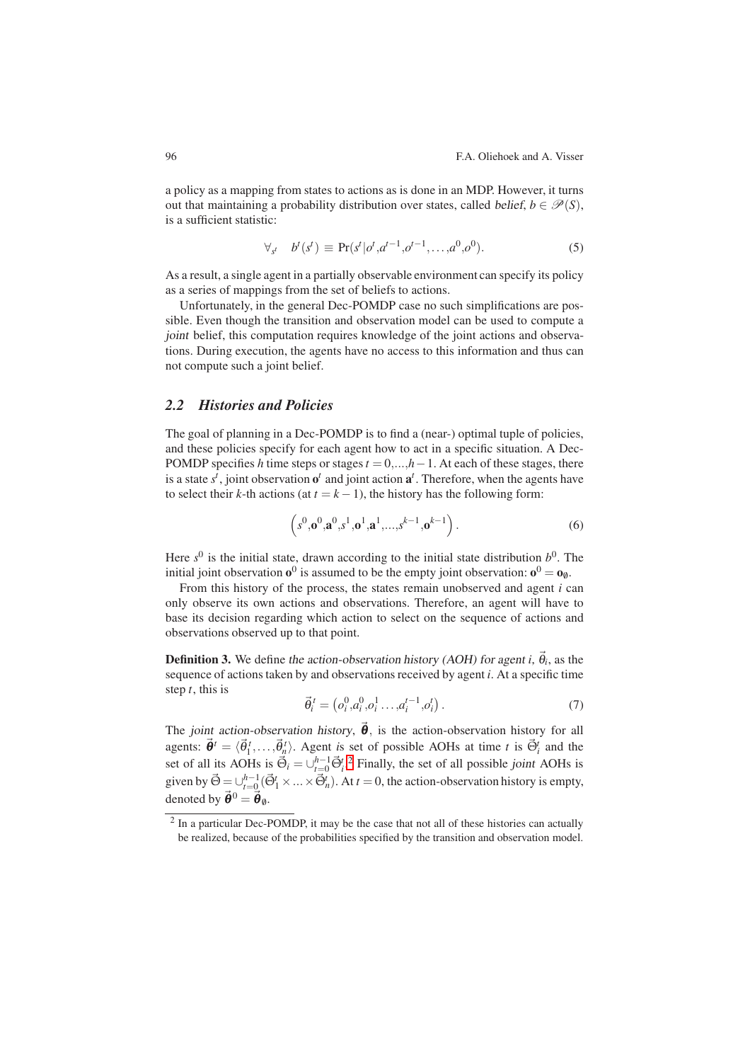a policy as a mapping from states to actions as is done in an MDP. However, it turns out that maintaining a probability distribution over states, called *belief*, $b \in \mathscr{P}(S)$, is a sufficient statistic:

$$\forall_{s^t} \quad b^t(s^t) \equiv \Pr(s^t|o^t, a^{t-1}, o^{t-1}, \ldots, a^0, o^0). \tag{5}$$

As a result, a single agent in a partially observable environment can specify its policy as a series of mappings from the set of beliefs to actions.

Unfortunately, in the general Dec-POMDP case no such simplifications are possible. Even though the transition and observation model can be used to compute a *joint* belief, this computation requires knowledge of the joint actions and observations. During execution, the agents have no access to this information and thus can not compute such a joint belief.

## 2.2 Histories and Policies

The goal of planning in a Dec-POMDP is to find a (near-) optimal tuple of policies, and these policies specify for each agent how to act in a specific situation. A Dec-POMDP specifies $h$ time steps or stages $t = 0,...,h-1$. At each of these stages, there is a state $s^t$, joint observation $\mathbf{o}^t$ and joint action $\mathbf{a}^t$. Therefore, when the agents have to select their $k$-th actions (at $t = k-1$), the history has the following form:

$$\left(s^0, \mathbf{o}^0, \mathbf{a}^0, s^1, \mathbf{o}^1, \mathbf{a}^1, ..., s^{k-1}, \mathbf{o}^{k-1}\right). \tag{6}$$

Here $s^0$ is the initial state, drawn according to the initial state distribution $b^0$. The initial joint observation $\mathbf{o}^0$ is assumed to be the empty joint observation: $\mathbf{o}^0 = \mathbf{o}_\emptyset$.

From this history of the process, the states remain unobserved and agent $i$ can only observe its own actions and observations. Therefore, an agent will have to base its decision regarding which action to select on the sequence of actions and observations observed up to that point.

**Definition 3.** We define *the action-observation history (AOH) for agent i*, $\vec{\theta}_i$, as the sequence of actions taken by and observations received by agent $i$. At a specific time step $t$, this is

$$\vec{\theta}_i^t = \left(o_i^0, a_i^0, o_i^1 \ldots, a_i^{t-1}, o_i^t\right). \tag{7}$$

The *joint action-observation history*, $\vec{\boldsymbol{\theta}}$, is the action-observation history for all agents: $\vec{\boldsymbol{\theta}}^t = \langle \vec{\theta}_1^t, \ldots, \vec{\theta}_n^t \rangle$. Agent *i*s set of possible AOHs at time $t$ is $\vec{\Theta}_i^t$ and the set of all its AOHs is $\vec{\Theta}_i = \cup_{t=0}^{h-1} \vec{\Theta}_i^t$.[2] Finally, the set of all possible *joint* AOHs is given by $\vec{\Theta} = \cup_{t=0}^{h-1} (\vec{\Theta}_1^t \times ... \times \vec{\Theta}_n^t)$. At $t = 0$, the action-observation history is empty, denoted by $\vec{\boldsymbol{\theta}}^0 = \vec{\boldsymbol{\theta}}_\emptyset$.

[2] In a particular Dec-POMDP, it may be the case that not all of these histories can actually be realized, because of the probabilities specified by the transition and observation model.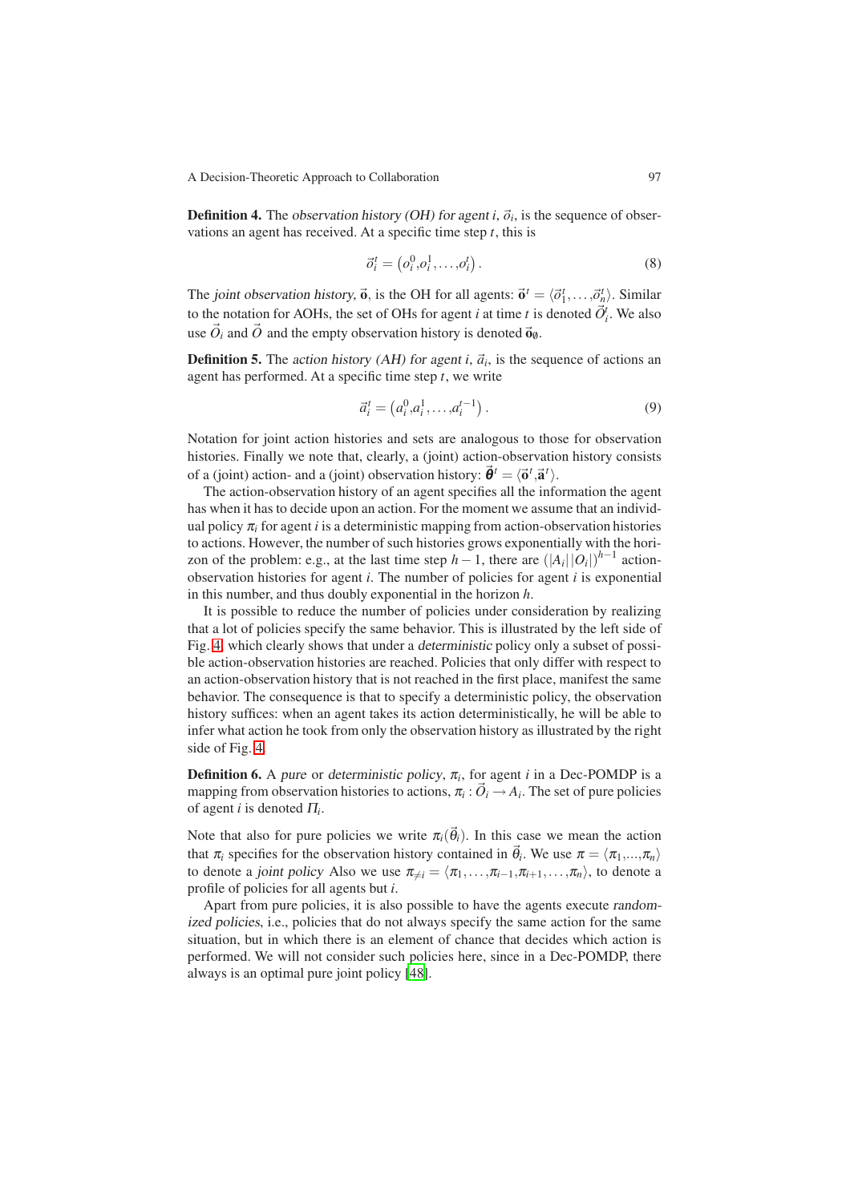**Definition 4.** The *observation history (OH) for agent i*, $\vec{o}_i$, is the sequence of observations an agent has received. At a specific time step $t$, this is

$$\vec{o}_i^t = \left(o_i^0, o_i^1, \ldots, o_i^t\right). \tag{8}$$

The *joint observation history*, $\vec{\mathbf{o}}$, is the OH for all agents: $\vec{\mathbf{o}}^t = \langle \vec{o}_1^t, \ldots, \vec{o}_n^t \rangle$. Similar to the notation for AOHs, the set of OHs for agent $i$ at time $t$ is denoted $\vec{O}_i^t$. We also use $\vec{O}_i$ and $\vec{O}$ and the empty observation history is denoted $\vec{\mathbf{o}}_\emptyset$.

**Definition 5.** The *action history (AH) for agent i*, $\vec{a}_i$, is the sequence of actions an agent has performed. At a specific time step $t$, we write

$$\vec{a}_i^t = \left(a_i^0, a_i^1, \ldots, a_i^{t-1}\right). \tag{9}$$

Notation for joint action histories and sets are analogous to those for observation histories. Finally we note that, clearly, a (joint) action-observation history consists of a (joint) action- and a (joint) observation history: $\vec{\boldsymbol{\theta}}^t = \langle \vec{\mathbf{o}}^t, \vec{\mathbf{a}}^t \rangle$.

The action-observation history of an agent specifies all the information the agent has when it has to decide upon an action. For the moment we assume that an individual policy $\pi_i$ for agent $i$ is a deterministic mapping from action-observation histories to actions. However, the number of such histories grows exponentially with the horizon of the problem: e.g., at the last time step $h-1$, there are $(|A_i||O_i|)^{h-1}$ action-observation histories for agent $i$. The number of policies for agent $i$ is exponential in this number, and thus doubly exponential in the horizon $h$.

It is possible to reduce the number of policies under consideration by realizing that a lot of policies specify the same behavior. This is illustrated by the left side of Fig. 4, which clearly shows that under a *deterministic* policy only a subset of possible action-observation histories are reached. Policies that only differ with respect to an action-observation history that is not reached in the first place, manifest the same behavior. The consequence is that to specify a deterministic policy, the observation history suffices: when an agent takes its action deterministically, he will be able to infer what action he took from only the observation history as illustrated by the right side of Fig. 4.

**Definition 6.** A *pure* or *deterministic policy*, $\pi_i$, for agent $i$ in a Dec-POMDP is a mapping from observation histories to actions, $\pi_i : \vec{O}_i \to A_i$. The set of pure policies of agent $i$ is denoted $\Pi_i$.

Note that also for pure policies we write $\pi_i(\vec{\theta}_i)$. In this case we mean the action that $\pi_i$ specifies for the observation history contained in $\vec{\theta}_i$. We use $\pi = \langle \pi_1, ..., \pi_n \rangle$ to denote a *joint policy* Also we use $\pi_{\neq i} = \langle \pi_1, \ldots, \pi_{i-1}, \pi_{i+1}, \ldots, \pi_n \rangle$, to denote a profile of policies for all agents but $i$.

Apart from pure policies, it is also possible to have the agents execute *randomized policies*, i.e., policies that do not always specify the same action for the same situation, but in which there is an element of chance that decides which action is performed. We will not consider such policies here, since in a Dec-POMDP, there always is an optimal pure joint policy [48].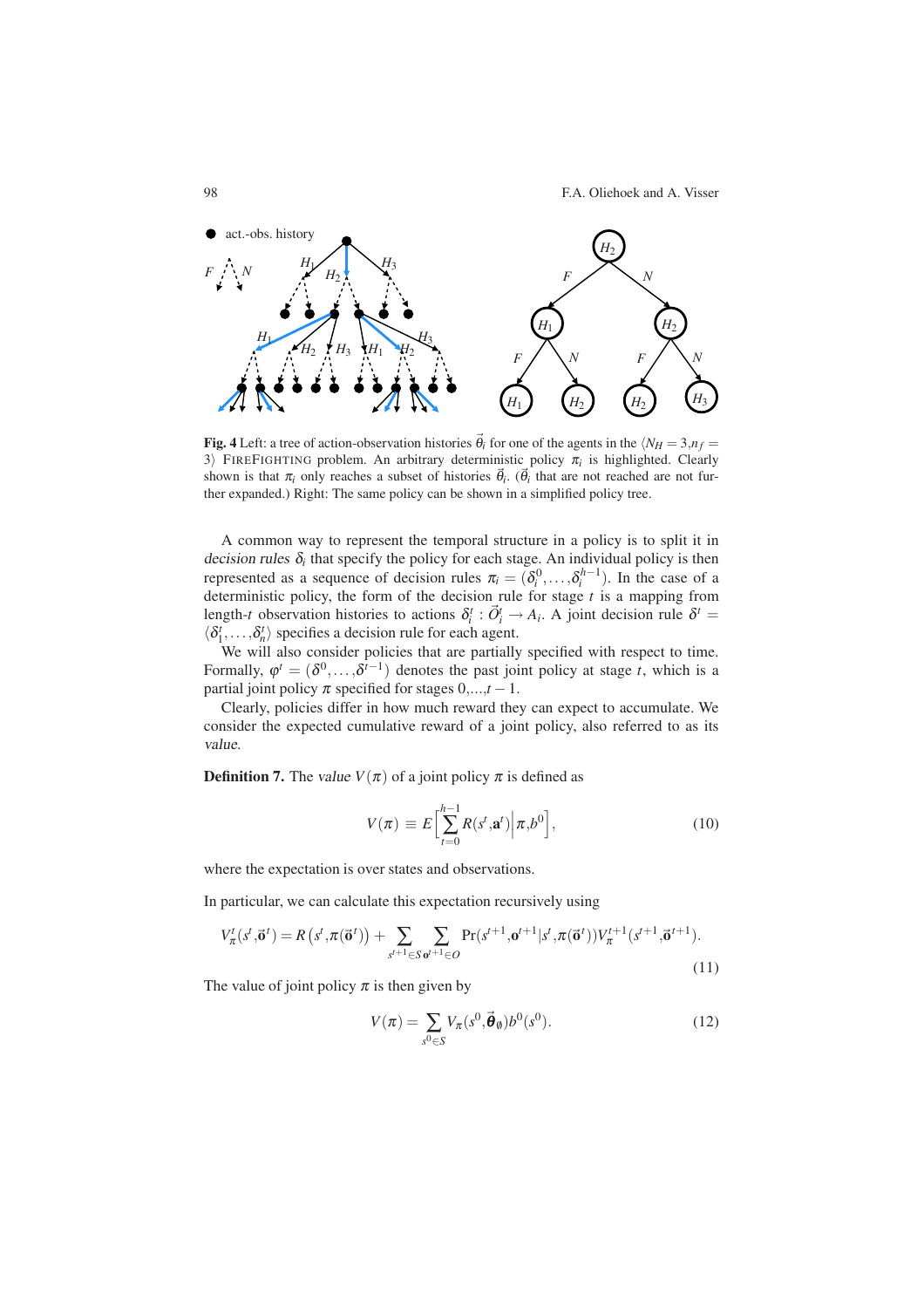**Fig. 4** Left: a tree of action-observation histories $\vec{\theta}_i$ for one of the agents in the $\langle N_H = 3, n_f = 3\rangle$ FIREFIGHTING problem. An arbitrary deterministic policy $\pi_i$ is highlighted. Clearly shown is that $\pi_i$ only reaches a subset of histories $\vec{\theta}_i$. ($\vec{\theta}_i$ that are not reached are not further expanded.) Right: The same policy can be shown in a simplified policy tree.

A common way to represent the temporal structure in a policy is to split it in *decision rules* $\delta_i$ that specify the policy for each stage. An individual policy is then represented as a sequence of decision rules $\pi_i = (\delta_i^0, \ldots, \delta_i^{h-1})$. In the case of a deterministic policy, the form of the decision rule for stage $t$ is a mapping from length-$t$ observation histories to actions $\delta_i^t : \vec{O}_i^t \rightarrow A_i$. A joint decision rule $\delta^t = \langle \delta_1^t, \ldots, \delta_n^t \rangle$ specifies a decision rule for each agent.

We will also consider policies that are partially specified with respect to time. Formally, $\varphi^t = (\delta^0, \ldots, \delta^{t-1})$ denotes the past joint policy at stage $t$, which is a partial joint policy $\pi$ specified for stages $0,\ldots,t-1$.

Clearly, policies differ in how much reward they can expect to accumulate. We consider the expected cumulative reward of a joint policy, also referred to as its *value*.

**Definition 7.** The *value* $V(\pi)$ of a joint policy $\pi$ is defined as

$$V(\pi) \equiv E\Big[\sum_{t=0}^{h-1} R(s^t, \mathbf{a}^t) \Big| \pi, b^0\Big], \tag{10}$$

where the expectation is over states and observations.

In particular, we can calculate this expectation recursively using

$$V_\pi^t(s^t, \vec{\mathbf{o}}^t) = R\left(s^t, \pi(\vec{\mathbf{o}}^t)\right) + \sum_{s^{t+1} \in S} \sum_{\mathbf{o}^{t+1} \in O} \Pr(s^{t+1}, \mathbf{o}^{t+1} | s^t, \pi(\vec{\mathbf{o}}^t)) V_\pi^{t+1}(s^{t+1}, \vec{\mathbf{o}}^{t+1}). \tag{11}$$

The value of joint policy $\pi$ is then given by

$$V(\pi) = \sum_{s^0 \in S} V_\pi(s^0, \vec{\boldsymbol{\theta}}_\emptyset) b^0(s^0). \tag{12}$$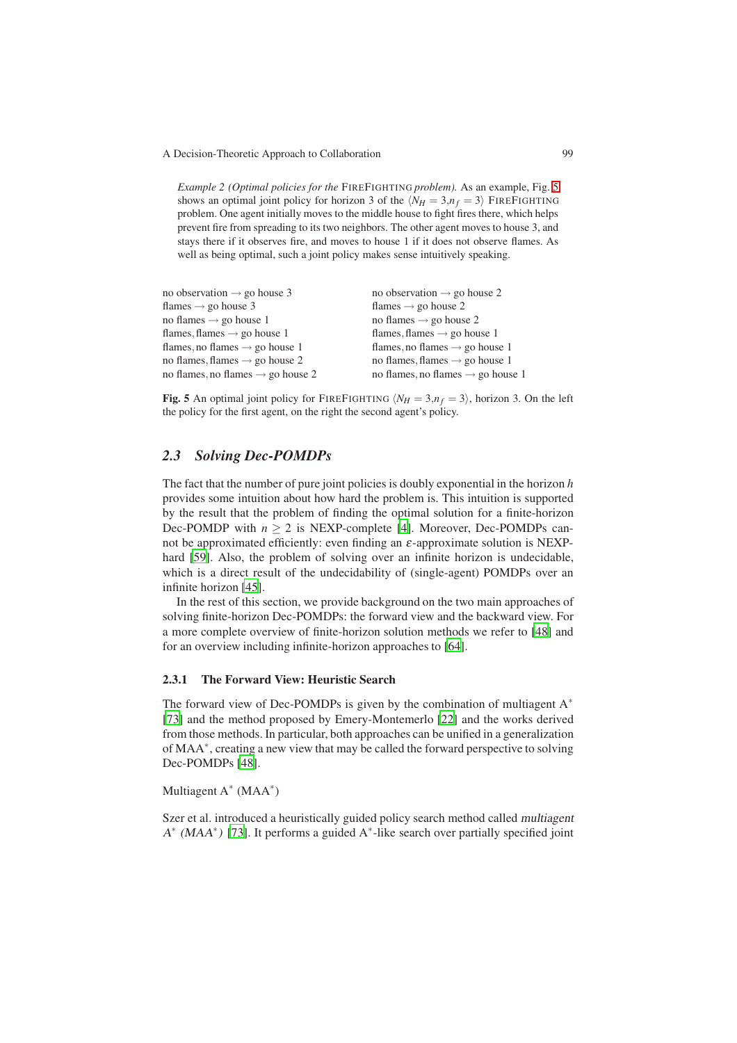*Example 2 (Optimal policies for the* FIREFIGHTING *problem).* As an example, Fig. 5 shows an optimal joint policy for horizon 3 of the $\langle N_H = 3, n_f = 3\rangle$ FIREFIGHTING problem. One agent initially moves to the middle house to fight fires there, which helps prevent fire from spreading to its two neighbors. The other agent moves to house 3, and stays there if it observes fire, and moves to house 1 if it does not observe flames. As well as being optimal, such a joint policy makes sense intuitively speaking.

| | |
|---|---|
| no observation $\rightarrow$ go house 3 | no observation $\rightarrow$ go house 2 |
| flames $\rightarrow$ go house 3 | flames $\rightarrow$ go house 2 |
| no flames $\rightarrow$ go house 1 | no flames $\rightarrow$ go house 2 |
| flames, flames $\rightarrow$ go house 1 | flames, flames $\rightarrow$ go house 1 |
| flames, no flames $\rightarrow$ go house 1 | flames, no flames $\rightarrow$ go house 1 |
| no flames, flames $\rightarrow$ go house 2 | no flames, flames $\rightarrow$ go house 1 |
| no flames, no flames $\rightarrow$ go house 2 | no flames, no flames $\rightarrow$ go house 1 |

**Fig. 5** An optimal joint policy for FIREFIGHTING $\langle N_H = 3, n_f = 3\rangle$, horizon 3. On the left the policy for the first agent, on the right the second agent's policy.

## 2.3 Solving Dec-POMDPs

The fact that the number of pure joint policies is doubly exponential in the horizon $h$ provides some intuition about how hard the problem is. This intuition is supported by the result that the problem of finding the optimal solution for a finite-horizon Dec-POMDP with $n \geq 2$ is NEXP-complete [4]. Moreover, Dec-POMDPs cannot be approximated efficiently: even finding an $\varepsilon$-approximate solution is NEXP-hard [59]. Also, the problem of solving over an infinite horizon is undecidable, which is a direct result of the undecidability of (single-agent) POMDPs over an infinite horizon [45].

In the rest of this section, we provide background on the two main approaches of solving finite-horizon Dec-POMDPs: the forward view and the backward view. For a more complete overview of finite-horizon solution methods we refer to [48] and for an overview including infinite-horizon approaches to [64].

### 2.3.1 The Forward View: Heuristic Search

The forward view of Dec-POMDPs is given by the combination of multiagent A$^*$ [73] and the method proposed by Emery-Montemerlo [22] and the works derived from those methods. In particular, both approaches can be unified in a generalization of MAA$^*$, creating a new view that may be called the forward perspective to solving Dec-POMDPs [48].

Multiagent A$^*$ (MAA$^*$)

Szer et al. introduced a heuristically guided policy search method called *multiagent A$^*$ (MAA$^*$)* [73]. It performs a guided A$^*$-like search over partially specified joint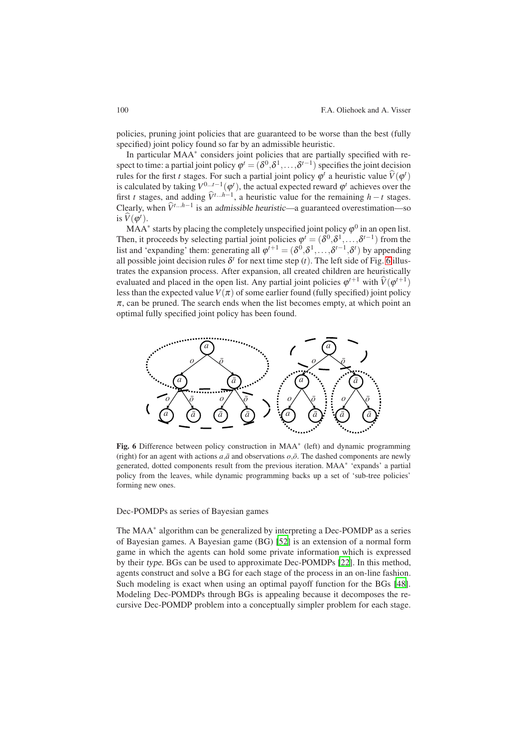policies, pruning joint policies that are guaranteed to be worse than the best (fully specified) joint policy found so far by an admissible heuristic.

In particular MAA$^*$ considers joint policies that are partially specified with respect to time: a partial joint policy $\varphi^t = (\delta^0, \delta^1, \ldots, \delta^{t-1})$ specifies the joint decision rules for the first $t$ stages. For such a partial joint policy $\varphi^t$ a heuristic value $\widehat{V}(\varphi^t)$ is calculated by taking $V^{0\ldots t-1}(\varphi^t)$, the actual expected reward $\varphi^t$ achieves over the first $t$ stages, and adding $\widehat{V}^{t\ldots h-1}$, a heuristic value for the remaining $h-t$ stages. Clearly, when $\widehat{V}^{t\ldots h-1}$ is an *admissible heuristic*—a guaranteed overestimation—so is $\widehat{V}(\varphi^t)$.

MAA$^*$ starts by placing the completely unspecified joint policy $\varphi^0$ in an open list. Then, it proceeds by selecting partial joint policies $\varphi^t = (\delta^0, \delta^1, \ldots, \delta^{t-1})$ from the list and 'expanding' them: generating all $\varphi^{t+1} = (\delta^0, \delta^1, \ldots, \delta^{t-1}, \delta^t)$ by appending all possible joint decision rules $\delta^t$ for next time step ($t$). The left side of Fig. 6 illustrates the expansion process. After expansion, all created children are heuristically evaluated and placed in the open list. Any partial joint policies $\varphi^{t+1}$ with $\widehat{V}(\varphi^{t+1})$ less than the expected value $V(\pi)$ of some earlier found (fully specified) joint policy $\pi$, can be pruned. The search ends when the list becomes empty, at which point an optimal fully specified joint policy has been found.

**Fig. 6** Difference between policy construction in MAA$^*$ (left) and dynamic programming (right) for an agent with actions $a$,$\bar{a}$ and observations $o$,$\bar{o}$. The dashed components are newly generated, dotted components result from the previous iteration. MAA$^*$ 'expands' a partial policy from the leaves, while dynamic programming backs up a set of 'sub-tree policies' forming new ones.

Dec-POMDPs as series of Bayesian games

The MAA$^*$ algorithm can be generalized by interpreting a Dec-POMDP as a series of Bayesian games. A Bayesian game (BG) [52] is an extension of a normal form game in which the agents can hold some private information which is expressed by their *type*. BGs can be used to approximate Dec-POMDPs [22]. In this method, agents construct and solve a BG for each stage of the process in an on-line fashion. Such modeling is exact when using an optimal payoff function for the BGs [48]. Modeling Dec-POMDPs through BGs is appealing because it decomposes the recursive Dec-POMDP problem into a conceptually simpler problem for each stage.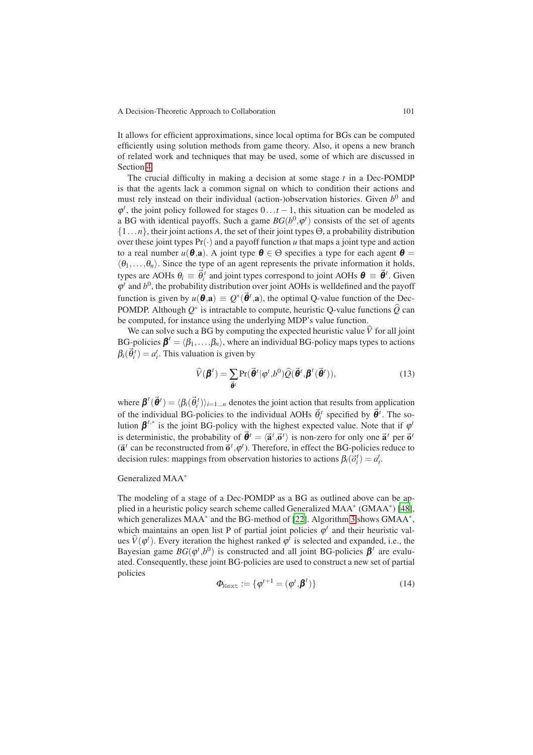It allows for efficient approximations, since local optima for BGs can be computed efficiently using solution methods from game theory. Also, it opens a new branch of related work and techniques that may be used, some of which are discussed in Section 4.

The crucial difficulty in making a decision at some stage $t$ in a Dec-POMDP is that the agents lack a common signal on which to condition their actions and must rely instead on their individual (action-)observation histories. Given $b^0$ and $\varphi^t$, the joint policy followed for stages $0 \ldots t-1$, this situation can be modeled as a BG with identical payoffs. Such a game $BG(b^0, \varphi^t)$ consists of the set of agents $\{1 \ldots n\}$, their joint actions $A$, the set of their joint types $\Theta$, a probability distribution over these joint types $\Pr(\cdot)$ and a payoff function $u$ that maps a joint type and action to a real number $u(\boldsymbol{\theta}, \mathbf{a})$. A joint type $\boldsymbol{\theta} \in \Theta$ specifies a type for each agent $\boldsymbol{\theta} = \langle \theta_1, \ldots, \theta_n \rangle$. Since the type of an agent represents the private information it holds, types are AOHs $\theta_i \equiv \vec{\theta}_i^t$ and joint types correspond to joint AOHs $\boldsymbol{\theta} \equiv \vec{\boldsymbol{\theta}}^t$. Given $\varphi^t$ and $b^0$, the probability distribution over joint AOHs is welldefined and the payoff function is given by $u(\boldsymbol{\theta}, \mathbf{a}) \equiv Q^*(\vec{\boldsymbol{\theta}}^t, \mathbf{a})$, the optimal Q-value function of the Dec-POMDP. Although $Q^*$ is intractable to compute, heuristic Q-value functions $\widehat{Q}$ can be computed, for instance using the underlying MDP's value function.

We can solve such a BG by computing the expected heuristic value $\widehat{V}$ for all joint BG-policies $\boldsymbol{\beta}^t = \langle \beta_1, \ldots, \beta_n \rangle$, where an individual BG-policy maps types to actions $\beta_i(\vec{\theta}_i^t) = a_i^t$. This valuation is given by

$$\widehat{V}(\boldsymbol{\beta}^t) = \sum_{\vec{\boldsymbol{\theta}}^t} \Pr(\vec{\boldsymbol{\theta}}^t | \varphi^t, b^0) \widehat{Q}(\vec{\boldsymbol{\theta}}^t, \boldsymbol{\beta}^t(\vec{\boldsymbol{\theta}}^t)), \tag{13}$$

where $\boldsymbol{\beta}^t(\vec{\boldsymbol{\theta}}^t) = \langle \beta_i(\vec{\theta}_i^t) \rangle_{i=1 \ldots n}$ denotes the joint action that results from application of the individual BG-policies to the individual AOHs $\vec{\theta}_i^t$ specified by $\vec{\boldsymbol{\theta}}^t$. The solution $\boldsymbol{\beta}^{t,*}$ is the joint BG-policy with the highest expected value. Note that if $\varphi^t$ is deterministic, the probability of $\vec{\boldsymbol{\theta}}^t = \langle \vec{\mathbf{a}}^t, \vec{\mathbf{o}}^t \rangle$ is non-zero for only one $\vec{\mathbf{a}}^t$ per $\vec{\mathbf{o}}^t$ ($\vec{\mathbf{a}}^t$ can be reconstructed from $\vec{\mathbf{o}}^t, \varphi^t$). Therefore, in effect the BG-policies reduce to decision rules: mappings from observation histories to actions $\beta_i(\vec{o}_i^t) = a_i^t$.

### Generalized MAA*

The modeling of a stage of a Dec-POMDP as a BG as outlined above can be applied in a heuristic policy search scheme called Generalized MAA* (GMAA*) [48], which generalizes MAA* and the BG-method of [22]. Algorithm 3 shows GMAA*, which maintains an open list P of partial joint policies $\varphi^t$ and their heuristic values $\widehat{V}(\varphi^t)$. Every iteration the highest ranked $\varphi^t$ is selected and expanded, i.e., the Bayesian game $BG(\varphi^t, b^0)$ is constructed and all joint BG-policies $\boldsymbol{\beta}^t$ are evaluated. Consequently, these joint BG-policies are used to construct a new set of partial policies

$$\Phi_{\texttt{Next}} := \{\varphi^{t+1} = (\varphi^t, \boldsymbol{\beta}^t)\} \tag{14}$$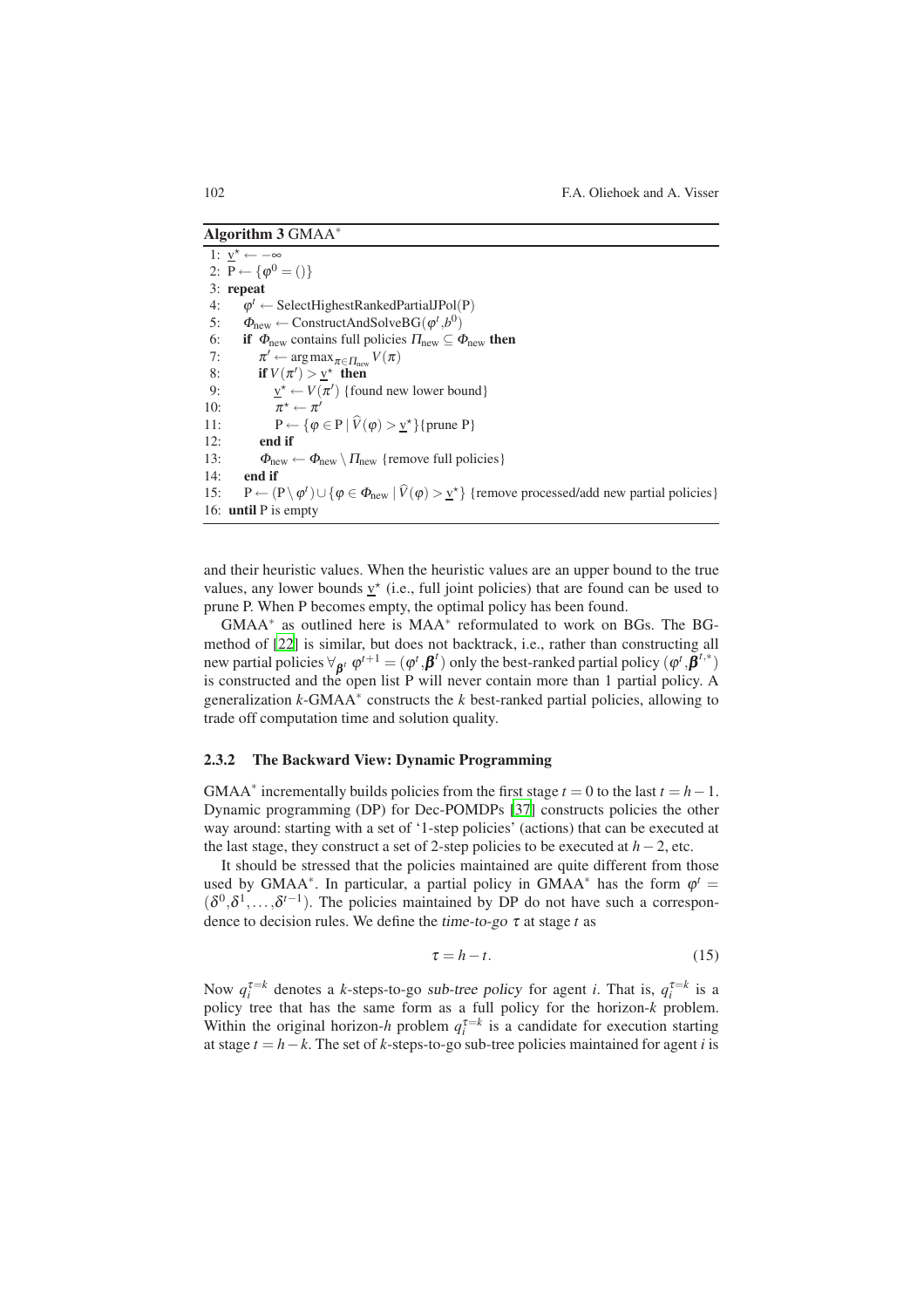**Algorithm 3** GMAA$^*$

```
1:  v̲* ← −∞
2:  P ← {φ^0 = ()}
3:  repeat
4:     φ^t ← SelectHighestRankedPartialJPol(P)
5:     Φ_new ← ConstructAndSolveBG(φ^t, b^0)
6:     if Φ_new contains full policies Π_new ⊆ Φ_new then
7:        π' ← argmax_{π∈Π_new} V(π)
8:        if V(π') > v̲* then
9:           v̲* ← V(π') {found new lower bound}
10:          π* ← π'
11:          P ← {φ ∈ P | V̂(φ) > v̲*} {prune P}
12:       end if
13:       Φ_new ← Φ_new \ Π_new {remove full policies}
14:    end if
15:    P ← (P \ φ^t) ∪ {φ ∈ Φ_new | V̂(φ) > v̲*} {remove processed/add new partial policies}
16: until P is empty
```

and their heuristic values. When the heuristic values are an upper bound to the true values, any lower bounds $\underline{v}^{\star}$ (i.e., full joint policies) that are found can be used to prune P. When P becomes empty, the optimal policy has been found.

GMAA$^*$ as outlined here is MAA$^*$ reformulated to work on BGs. The BG-method of [22] is similar, but does not backtrack, i.e., rather than constructing all new partial policies $\forall_{\boldsymbol{\beta}^t}\ \varphi^{t+1} = (\varphi^t, \boldsymbol{\beta}^t)$ only the best-ranked partial policy $(\varphi^t, \boldsymbol{\beta}^{t,*})$ is constructed and the open list P will never contain more than 1 partial policy. A generalization $k$-GMAA$^*$ constructs the $k$ best-ranked partial policies, allowing to trade off computation time and solution quality.

### 2.3.2 The Backward View: Dynamic Programming

GMAA$^*$ incrementally builds policies from the first stage $t = 0$ to the last $t = h-1$. Dynamic programming (DP) for Dec-POMDPs [37] constructs policies the other way around: starting with a set of '1-step policies' (actions) that can be executed at the last stage, they construct a set of 2-step policies to be executed at $h-2$, etc.

It should be stressed that the policies maintained are quite different from those used by GMAA$^*$. In particular, a partial policy in GMAA$^*$ has the form $\varphi^t = (\delta^0, \delta^1, \ldots, \delta^{t-1})$. The policies maintained by DP do not have such a correspondence to decision rules. We define the *time-to-go* $\tau$ at stage $t$ as

$$\tau = h - t. \tag{15}$$

Now $q_i^{\tau=k}$ denotes a $k$-steps-to-go *sub-tree policy* for agent $i$. That is, $q_i^{\tau=k}$ is a policy tree that has the same form as a full policy for the horizon-$k$ problem. Within the original horizon-$h$ problem $q_i^{\tau=k}$ is a candidate for execution starting at stage $t = h-k$. The set of $k$-steps-to-go sub-tree policies maintained for agent $i$ is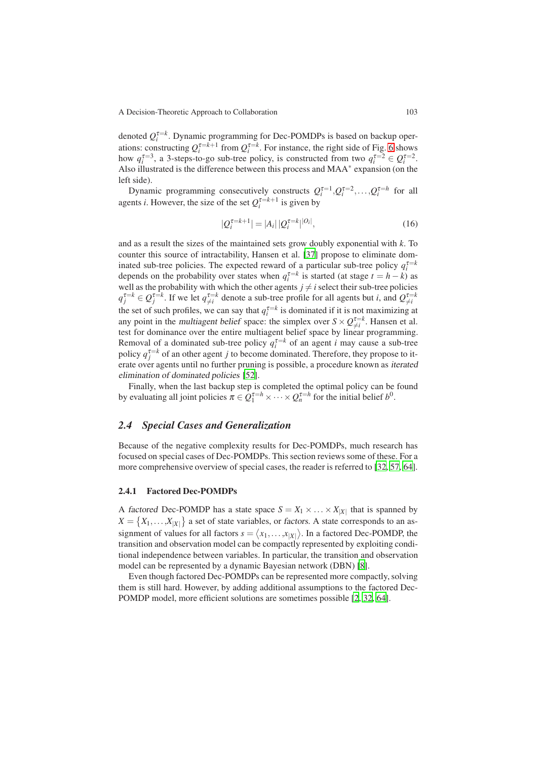denoted $Q_i^{\tau=k}$. Dynamic programming for Dec-POMDPs is based on backup operations: constructing $Q_i^{\tau=k+1}$ from $Q_i^{\tau=k}$. For instance, the right side of Fig. 6 shows how $q_i^{\tau=3}$, a 3-steps-to-go sub-tree policy, is constructed from two $q_i^{\tau=2} \in Q_i^{\tau=2}$. Also illustrated is the difference between this process and MAA$^*$ expansion (on the left side).

Dynamic programming consecutively constructs $Q_i^{\tau=1}, Q_i^{\tau=2}, \ldots, Q_i^{\tau=h}$ for all agents $i$. However, the size of the set $Q_i^{\tau=k+1}$ is given by

$$|Q_i^{\tau=k+1}| = |A_i|\, |Q_i^{\tau=k}|^{|O_i|}, \tag{16}$$

and as a result the sizes of the maintained sets grow doubly exponential with $k$. To counter this source of intractability, Hansen et al. [37] propose to eliminate dominated sub-tree policies. The expected reward of a particular sub-tree policy $q_i^{\tau=k}$ depends on the probability over states when $q_i^{\tau=k}$ is started (at stage $t = h - k$) as well as the probability with which the other agents $j \neq i$ select their sub-tree policies $q_j^{\tau=k} \in Q_j^{\tau=k}$. If we let $q_{\neq i}^{\tau=k}$ denote a sub-tree profile for all agents but $i$, and $Q_{\neq i}^{\tau=k}$ the set of such profiles, we can say that $q_i^{\tau=k}$ is dominated if it is not maximizing at any point in the *multiagent belief* space: the simplex over $S \times Q_{\neq i}^{\tau=k}$. Hansen et al. test for dominance over the entire multiagent belief space by linear programming. Removal of a dominated sub-tree policy $q_i^{\tau=k}$ of an agent $i$ may cause a sub-tree policy $q_j^{\tau=k}$ of an other agent $j$ to become dominated. Therefore, they propose to iterate over agents until no further pruning is possible, a procedure known as *iterated elimination of dominated policies* [52].

Finally, when the last backup step is completed the optimal policy can be found by evaluating all joint policies $\pi \in Q_1^{\tau=h} \times \cdots \times Q_n^{\tau=h}$ for the initial belief $b^0$.

## 2.4 Special Cases and Generalization

Because of the negative complexity results for Dec-POMDPs, much research has focused on special cases of Dec-POMDPs. This section reviews some of these. For a more comprehensive overview of special cases, the reader is referred to [32, 57, 64].

### 2.4.1 Factored Dec-POMDPs

A *factored* Dec-POMDP has a state space $S = X_1 \times \ldots \times X_{|X|}$ that is spanned by $X = \{X_1, \ldots, X_{|X|}\}$ a set of state variables, or *factors*. A state corresponds to an assignment of values for all factors $s = \langle x_1, \ldots, x_{|X|} \rangle$. In a factored Dec-POMDP, the transition and observation model can be compactly represented by exploiting conditional independence between variables. In particular, the transition and observation model can be represented by a dynamic Bayesian network (DBN) [8].

Even though factored Dec-POMDPs can be represented more compactly, solving them is still hard. However, by adding additional assumptions to the factored Dec-POMDP model, more efficient solutions are sometimes possible [2, 32, 64].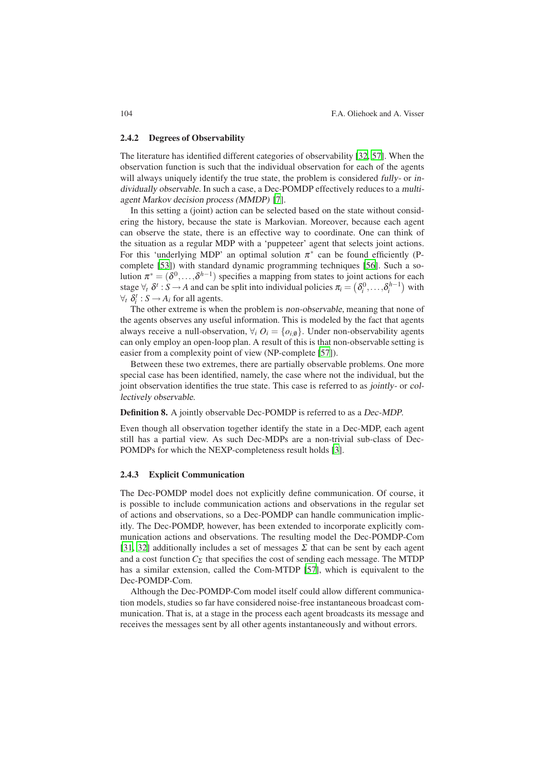### 2.4.2 Degrees of Observability

The literature has identified different categories of observability [32, 57]. When the observation function is such that the individual observation for each of the agents will always uniquely identify the true state, the problem is considered *fully-* or *individually observable*. In such a case, a Dec-POMDP effectively reduces to a *multi-agent Markov decision process (MMDP)* [7].

In this setting a (joint) action can be selected based on the state without considering the history, because the state is Markovian. Moreover, because each agent can observe the state, there is an effective way to coordinate. One can think of the situation as a regular MDP with a 'puppeteer' agent that selects joint actions. For this 'underlying MDP' an optimal solution $\pi^*$ can be found efficiently (P-complete [53]) with standard dynamic programming techniques [56]. Such a solution $\pi^* = (\delta^0, \ldots, \delta^{h-1})$ specifies a mapping from states to joint actions for each stage $\forall_t \; \delta^t : S \to A$ and can be split into individual policies $\pi_i = \left(\delta_i^0, \ldots, \delta_i^{h-1}\right)$ with $\forall_t \; \delta_i^t : S \to A_i$ for all agents.

The other extreme is when the problem is *non-observable*, meaning that none of the agents observes any useful information. This is modeled by the fact that agents always receive a null-observation, $\forall_i \; O_i = \{o_{i,\emptyset}\}$. Under non-observability agents can only employ an open-loop plan. A result of this is that non-observable setting is easier from a complexity point of view (NP-complete [57]).

Between these two extremes, there are partially observable problems. One more special case has been identified, namely, the case where not the individual, but the joint observation identifies the true state. This case is referred to as *jointly-* or *collectively observable*.

**Definition 8.** A jointly observable Dec-POMDP is referred to as a *Dec-MDP*.

Even though all observation together identify the state in a Dec-MDP, each agent still has a partial view. As such Dec-MDPs are a non-trivial sub-class of Dec-POMDPs for which the NEXP-completeness result holds [3].

### 2.4.3 Explicit Communication

The Dec-POMDP model does not explicitly define communication. Of course, it is possible to include communication actions and observations in the regular set of actions and observations, so a Dec-POMDP can handle communication implicitly. The Dec-POMDP, however, has been extended to incorporate explicitly communication actions and observations. The resulting model the Dec-POMDP-Com [31, 32] additionally includes a set of messages $\Sigma$ that can be sent by each agent and a cost function $C_\Sigma$ that specifies the cost of sending each message. The MTDP has a similar extension, called the Com-MTDP [57], which is equivalent to the Dec-POMDP-Com.

Although the Dec-POMDP-Com model itself could allow different communication models, studies so far have considered noise-free instantaneous broadcast communication. That is, at a stage in the process each agent broadcasts its message and receives the messages sent by all other agents instantaneously and without errors.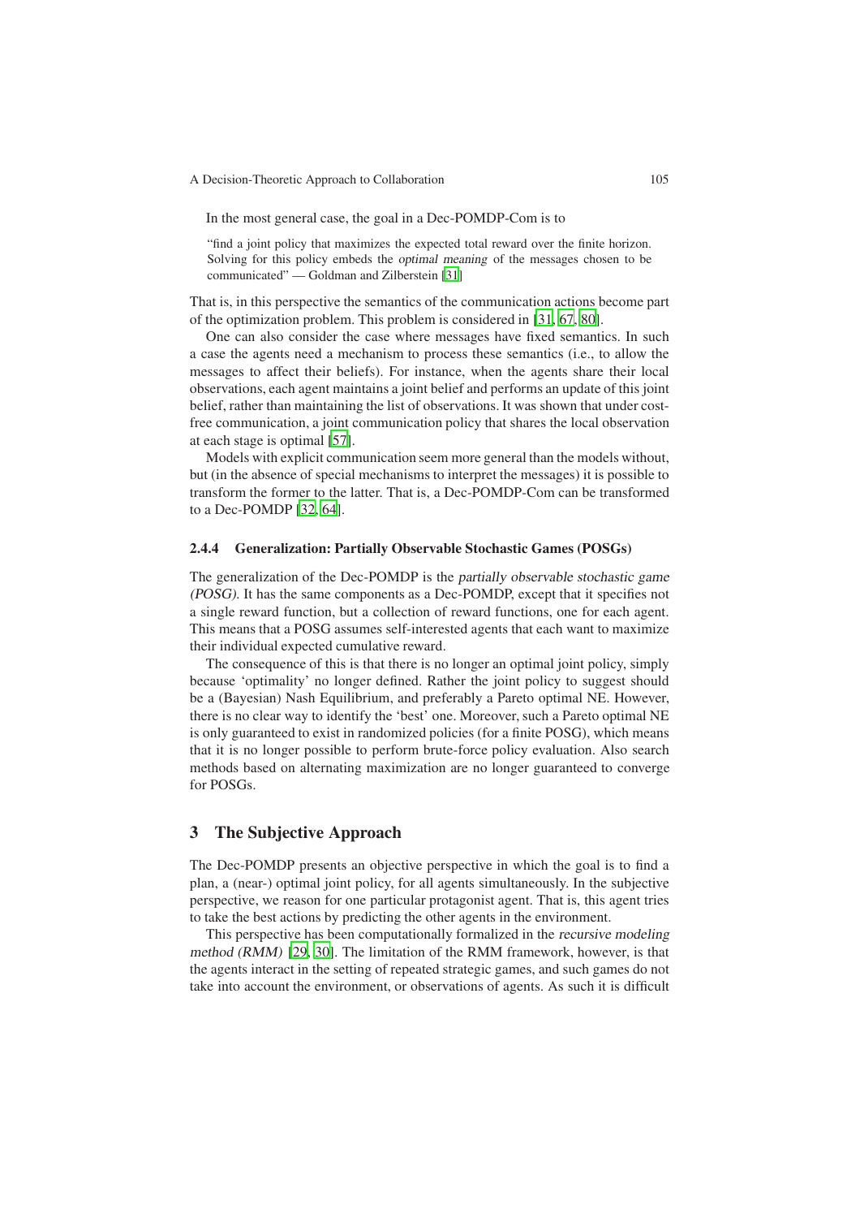In the most general case, the goal in a Dec-POMDP-Com is to

> "find a joint policy that maximizes the expected total reward over the finite horizon. Solving for this policy embeds the *optimal meaning* of the messages chosen to be communicated" — Goldman and Zilberstein [31]

That is, in this perspective the semantics of the communication actions become part of the optimization problem. This problem is considered in [31, 67, 80].

One can also consider the case where messages have fixed semantics. In such a case the agents need a mechanism to process these semantics (i.e., to allow the messages to affect their beliefs). For instance, when the agents share their local observations, each agent maintains a joint belief and performs an update of this joint belief, rather than maintaining the list of observations. It was shown that under cost-free communication, a joint communication policy that shares the local observation at each stage is optimal [57].

Models with explicit communication seem more general than the models without, but (in the absence of special mechanisms to interpret the messages) it is possible to transform the former to the latter. That is, a Dec-POMDP-Com can be transformed to a Dec-POMDP [32, 64].

### 2.4.4 Generalization: Partially Observable Stochastic Games (POSGs)

The generalization of the Dec-POMDP is the *partially observable stochastic game (POSG)*. It has the same components as a Dec-POMDP, except that it specifies not a single reward function, but a collection of reward functions, one for each agent. This means that a POSG assumes self-interested agents that each want to maximize their individual expected cumulative reward.

The consequence of this is that there is no longer an optimal joint policy, simply because 'optimality' no longer defined. Rather the joint policy to suggest should be a (Bayesian) Nash Equilibrium, and preferably a Pareto optimal NE. However, there is no clear way to identify the 'best' one. Moreover, such a Pareto optimal NE is only guaranteed to exist in randomized policies (for a finite POSG), which means that it is no longer possible to perform brute-force policy evaluation. Also search methods based on alternating maximization are no longer guaranteed to converge for POSGs.

## 3 The Subjective Approach

The Dec-POMDP presents an objective perspective in which the goal is to find a plan, a (near-) optimal joint policy, for all agents simultaneously. In the subjective perspective, we reason for one particular protagonist agent. That is, this agent tries to take the best actions by predicting the other agents in the environment.

This perspective has been computationally formalized in the *recursive modeling method (RMM)* [29, 30]. The limitation of the RMM framework, however, is that the agents interact in the setting of repeated strategic games, and such games do not take into account the environment, or observations of agents. As such it is difficult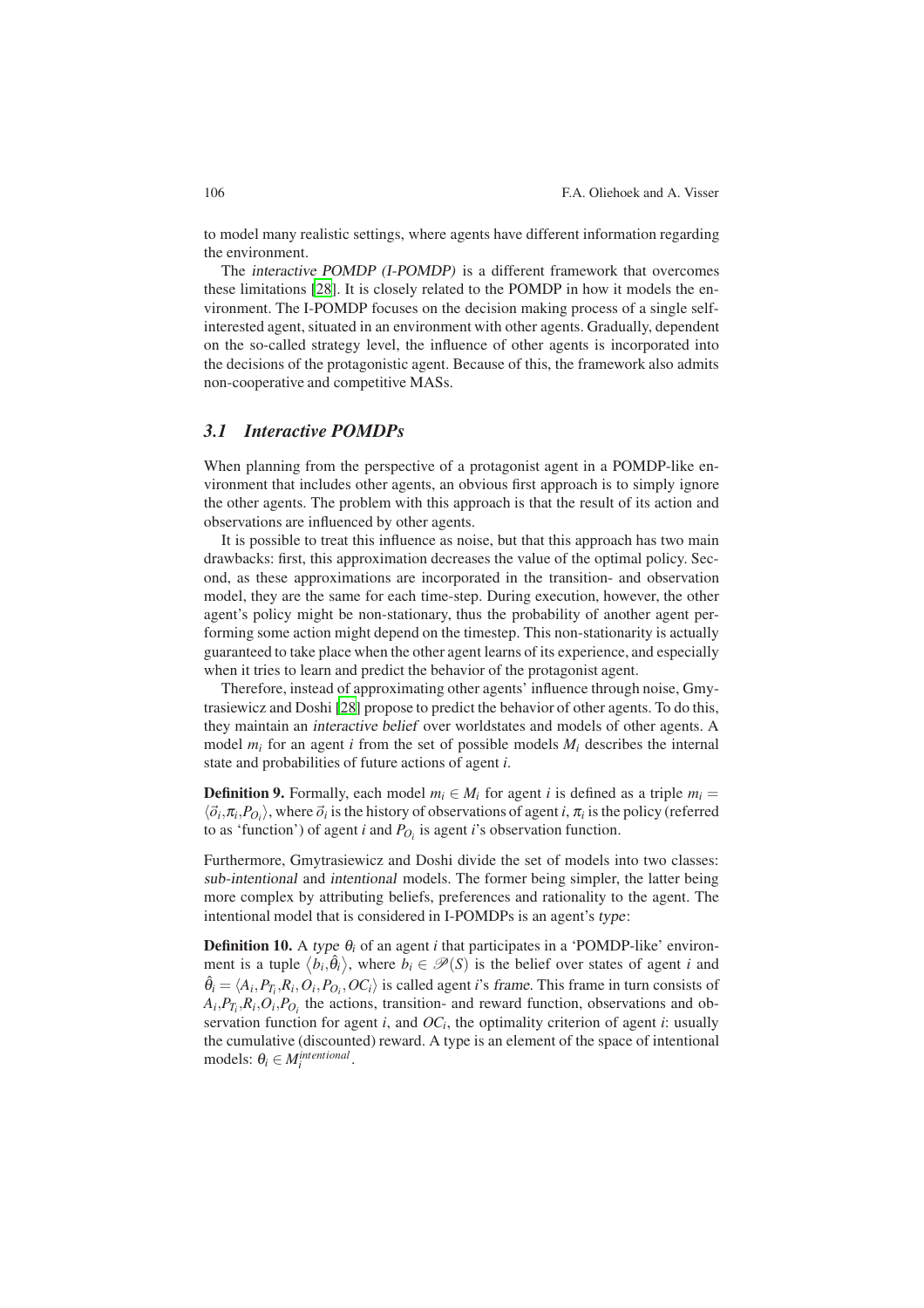to model many realistic settings, where agents have different information regarding the environment.

The *interactive POMDP (I-POMDP)* is a different framework that overcomes these limitations [28]. It is closely related to the POMDP in how it models the environment. The I-POMDP focuses on the decision making process of a single self-interested agent, situated in an environment with other agents. Gradually, dependent on the so-called strategy level, the influence of other agents is incorporated into the decisions of the protagonistic agent. Because of this, the framework also admits non-cooperative and competitive MASs.

### 3.1 Interactive POMDPs

When planning from the perspective of a protagonist agent in a POMDP-like environment that includes other agents, an obvious first approach is to simply ignore the other agents. The problem with this approach is that the result of its action and observations are influenced by other agents.

It is possible to treat this influence as noise, but that this approach has two main drawbacks: first, this approximation decreases the value of the optimal policy. Second, as these approximations are incorporated in the transition- and observation model, they are the same for each time-step. During execution, however, the other agent's policy might be non-stationary, thus the probability of another agent performing some action might depend on the timestep. This non-stationarity is actually guaranteed to take place when the other agent learns of its experience, and especially when it tries to learn and predict the behavior of the protagonist agent.

Therefore, instead of approximating other agents' influence through noise, Gmytrasiewicz and Doshi [28] propose to predict the behavior of other agents. To do this, they maintain an *interactive belief* over worldstates and models of other agents. A model $m_i$ for an agent $i$ from the set of possible models $M_i$ describes the internal state and probabilities of future actions of agent $i$.

**Definition 9.** Formally, each model $m_i \in M_i$ for agent $i$ is defined as a triple $m_i = \langle \vec{o}_i, \pi_i, P_{O_i} \rangle$, where $\vec{o}_i$ is the history of observations of agent $i$, $\pi_i$ is the policy (referred to as 'function') of agent $i$ and $P_{O_i}$ is agent $i$'s observation function.

Furthermore, Gmytrasiewicz and Doshi divide the set of models into two classes: *sub-intentional* and *intentional* models. The former being simpler, the latter being more complex by attributing beliefs, preferences and rationality to the agent. The intentional model that is considered in I-POMDPs is an agent's *type*:

**Definition 10.** A *type* $\theta_i$ of an agent $i$ that participates in a 'POMDP-like' environment is a tuple $\langle b_i, \hat{\theta}_i \rangle$, where $b_i \in \mathscr{P}(S)$ is the belief over states of agent $i$ and $\hat{\theta}_i = \langle A_i, P_{T_i}, R_i, O_i, P_{O_i}, OC_i \rangle$ is called agent $i$'s *frame*. This frame in turn consists of $A_i, P_{T_i}, R_i, O_i, P_{O_i}$ the actions, transition- and reward function, observations and observation function for agent $i$, and $OC_i$, the optimality criterion of agent $i$: usually the cumulative (discounted) reward. A type is an element of the space of intentional models: $\theta_i \in M_i^{intentional}$.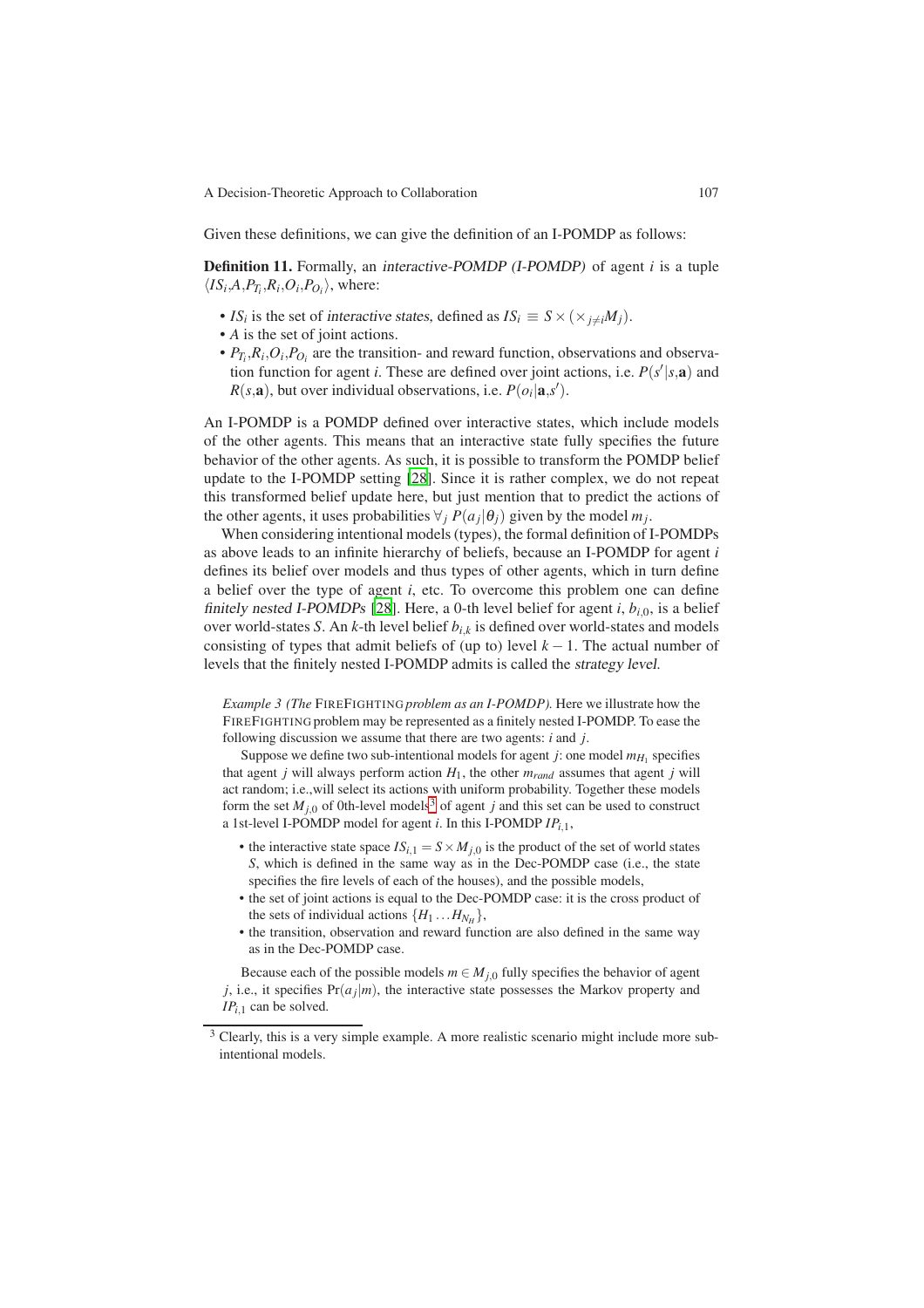Given these definitions, we can give the definition of an I-POMDP as follows:

**Definition 11.** Formally, an *interactive-POMDP (I-POMDP)* of agent $i$ is a tuple $\langle IS_i, A, P_{T_i}, R_i, O_i, P_{O_i} \rangle$, where:

- $IS_i$ is the set of *interactive states*, defined as $IS_i \equiv S \times (\times_{j \neq i} M_j)$.
- $A$ is the set of joint actions.
- $P_{T_i}, R_i, O_i, P_{O_i}$ are the transition- and reward function, observations and observation function for agent $i$. These are defined over joint actions, i.e. $P(s'|s,\mathbf{a})$ and $R(s,\mathbf{a})$, but over individual observations, i.e. $P(o_i|\mathbf{a},s')$.

An I-POMDP is a POMDP defined over interactive states, which include models of the other agents. This means that an interactive state fully specifies the future behavior of the other agents. As such, it is possible to transform the POMDP belief update to the I-POMDP setting [28]. Since it is rather complex, we do not repeat this transformed belief update here, but just mention that to predict the actions of the other agents, it uses probabilities $\forall_j \, P(a_j|\theta_j)$ given by the model $m_j$.

When considering intentional models (types), the formal definition of I-POMDPs as above leads to an infinite hierarchy of beliefs, because an I-POMDP for agent $i$ defines its belief over models and thus types of other agents, which in turn define a belief over the type of agent $i$, etc. To overcome this problem one can define *finitely nested I-POMDPs* [28]. Here, a 0-th level belief for agent $i$, $b_{i,0}$, is a belief over world-states $S$. An $k$-th level belief $b_{i,k}$ is defined over world-states and models consisting of types that admit beliefs of (up to) level $k-1$. The actual number of levels that the finitely nested I-POMDP admits is called the *strategy level*.

*Example 3 (The* FIREFIGHTING *problem as an I-POMDP).* Here we illustrate how the FIREFIGHTING problem may be represented as a finitely nested I-POMDP. To ease the following discussion we assume that there are two agents: $i$ and $j$.

Suppose we define two sub-intentional models for agent $j$: one model $m_{H_1}$ specifies that agent $j$ will always perform action $H_1$, the other $m_{rand}$ assumes that agent $j$ will act random; i.e.,will select its actions with uniform probability. Together these models form the set $M_{j,0}$ of 0th-level models[3] of agent $j$ and this set can be used to construct a 1st-level I-POMDP model for agent $i$. In this I-POMDP $IP_{i,1}$,

- the interactive state space $IS_{i,1} = S \times M_{j,0}$ is the product of the set of world states $S$, which is defined in the same way as in the Dec-POMDP case (i.e., the state specifies the fire levels of each of the houses), and the possible models,
- the set of joint actions is equal to the Dec-POMDP case: it is the cross product of the sets of individual actions $\{H_1 \dots H_{N_H}\}$,
- the transition, observation and reward function are also defined in the same way as in the Dec-POMDP case.

Because each of the possible models $m \in M_{j,0}$ fully specifies the behavior of agent $j$, i.e., it specifies $\Pr(a_j|m)$, the interactive state possesses the Markov property and $IP_{i,1}$ can be solved.

[3] Clearly, this is a very simple example. A more realistic scenario might include more sub-intentional models.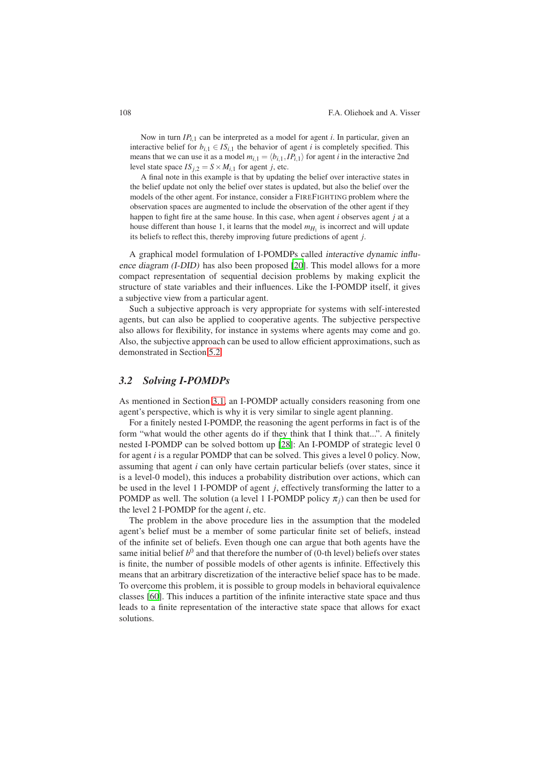Now in turn $IP_{i,1}$ can be interpreted as a model for agent $i$. In particular, given an interactive belief for $b_{i,1} \in IS_{i,1}$ the behavior of agent $i$ is completely specified. This means that we can use it as a model $m_{i,1} = \langle b_{i,1}, IP_{i,1} \rangle$ for agent $i$ in the interactive 2nd level state space $IS_{j,2} = S \times M_{i,1}$ for agent $j$, etc.

A final note in this example is that by updating the belief over interactive states in the belief update not only the belief over states is updated, but also the belief over the models of the other agent. For instance, consider a FIREFIGHTING problem where the observation spaces are augmented to include the observation of the other agent if they happen to fight fire at the same house. In this case, when agent $i$ observes agent $j$ at a house different than house 1, it learns that the model $m_{H_1}$ is incorrect and will update its beliefs to reflect this, thereby improving future predictions of agent $j$.

A graphical model formulation of I-POMDPs called *interactive dynamic influence diagram (I-DID)* has also been proposed [20]. This model allows for a more compact representation of sequential decision problems by making explicit the structure of state variables and their influences. Like the I-POMDP itself, it gives a subjective view from a particular agent.

Such a subjective approach is very appropriate for systems with self-interested agents, but can also be applied to cooperative agents. The subjective perspective also allows for flexibility, for instance in systems where agents may come and go. Also, the subjective approach can be used to allow efficient approximations, such as demonstrated in Section 5.2.

### 3.2 Solving I-POMDPs

As mentioned in Section 3.1, an I-POMDP actually considers reasoning from one agent's perspective, which is why it is very similar to single agent planning.

For a finitely nested I-POMDP, the reasoning the agent performs in fact is of the form "what would the other agents do if they think that I think that...". A finitely nested I-POMDP can be solved bottom up [28]: An I-POMDP of strategic level 0 for agent $i$ is a regular POMDP that can be solved. This gives a level 0 policy. Now, assuming that agent $i$ can only have certain particular beliefs (over states, since it is a level-0 model), this induces a probability distribution over actions, which can be used in the level 1 I-POMDP of agent $j$, effectively transforming the latter to a POMDP as well. The solution (a level 1 I-POMDP policy $\pi_j$) can then be used for the level 2 I-POMDP for the agent $i$, etc.

The problem in the above procedure lies in the assumption that the modeled agent's belief must be a member of some particular finite set of beliefs, instead of the infinite set of beliefs. Even though one can argue that both agents have the same initial belief $b^0$ and that therefore the number of (0-th level) beliefs over states is finite, the number of possible models of other agents is infinite. Effectively this means that an arbitrary discretization of the interactive belief space has to be made. To overcome this problem, it is possible to group models in behavioral equivalence classes [60]. This induces a partition of the infinite interactive state space and thus leads to a finite representation of the interactive state space that allows for exact solutions.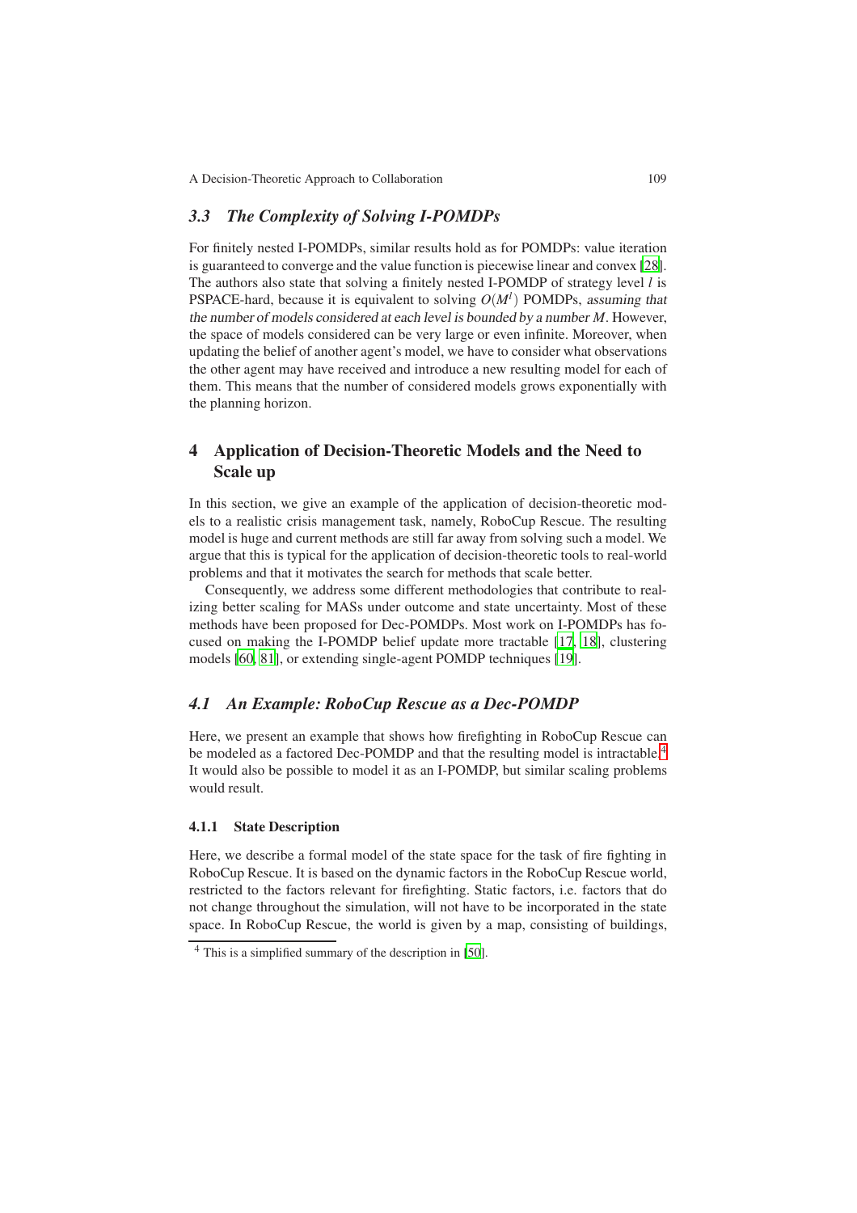### 3.3 The Complexity of Solving I-POMDPs

For finitely nested I-POMDPs, similar results hold as for POMDPs: value iteration is guaranteed to converge and the value function is piecewise linear and convex [28]. The authors also state that solving a finitely nested I-POMDP of strategy level $l$ is PSPACE-hard, because it is equivalent to solving $O(M^l)$ POMDPs, *assuming that the number of models considered at each level is bounded by a number $M$*. However, the space of models considered can be very large or even infinite. Moreover, when updating the belief of another agent's model, we have to consider what observations the other agent may have received and introduce a new resulting model for each of them. This means that the number of considered models grows exponentially with the planning horizon.

## 4 Application of Decision-Theoretic Models and the Need to Scale up

In this section, we give an example of the application of decision-theoretic models to a realistic crisis management task, namely, RoboCup Rescue. The resulting model is huge and current methods are still far away from solving such a model. We argue that this is typical for the application of decision-theoretic tools to real-world problems and that it motivates the search for methods that scale better.

Consequently, we address some different methodologies that contribute to realizing better scaling for MASs under outcome and state uncertainty. Most of these methods have been proposed for Dec-POMDPs. Most work on I-POMDPs has focused on making the I-POMDP belief update more tractable [17, 18], clustering models [60, 81], or extending single-agent POMDP techniques [19].

### 4.1 An Example: RoboCup Rescue as a Dec-POMDP

Here, we present an example that shows how firefighting in RoboCup Rescue can be modeled as a factored Dec-POMDP and that the resulting model is intractable.[4] It would also be possible to model it as an I-POMDP, but similar scaling problems would result.

#### 4.1.1 State Description

Here, we describe a formal model of the state space for the task of fire fighting in RoboCup Rescue. It is based on the dynamic factors in the RoboCup Rescue world, restricted to the factors relevant for firefighting. Static factors, i.e. factors that do not change throughout the simulation, will not have to be incorporated in the state space. In RoboCup Rescue, the world is given by a map, consisting of buildings,

[4] This is a simplified summary of the description in [50].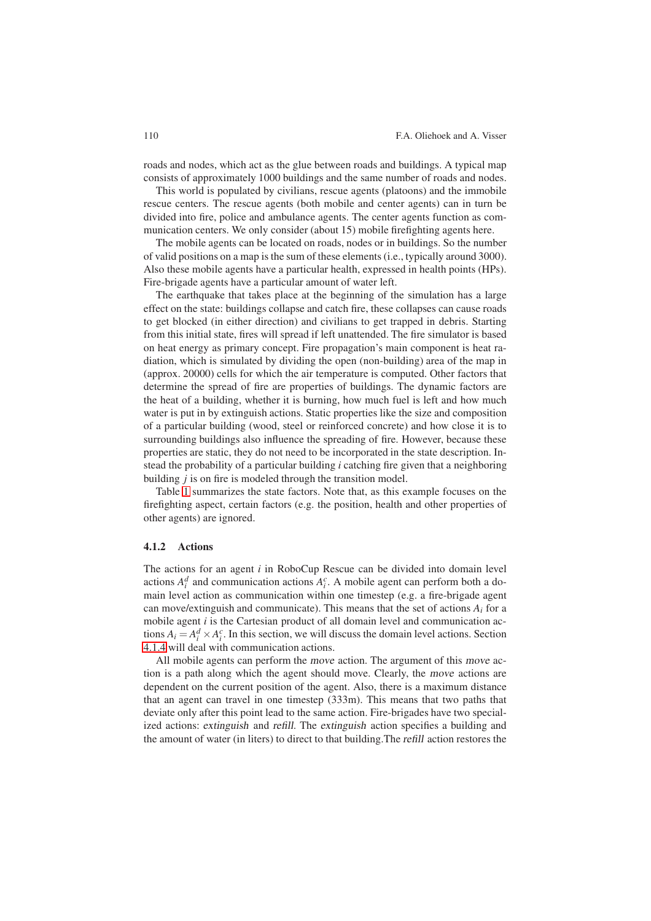roads and nodes, which act as the glue between roads and buildings. A typical map consists of approximately 1000 buildings and the same number of roads and nodes.

This world is populated by civilians, rescue agents (platoons) and the immobile rescue centers. The rescue agents (both mobile and center agents) can in turn be divided into fire, police and ambulance agents. The center agents function as communication centers. We only consider (about 15) mobile firefighting agents here.

The mobile agents can be located on roads, nodes or in buildings. So the number of valid positions on a map is the sum of these elements (i.e., typically around 3000). Also these mobile agents have a particular health, expressed in health points (HPs). Fire-brigade agents have a particular amount of water left.

The earthquake that takes place at the beginning of the simulation has a large effect on the state: buildings collapse and catch fire, these collapses can cause roads to get blocked (in either direction) and civilians to get trapped in debris. Starting from this initial state, fires will spread if left unattended. The fire simulator is based on heat energy as primary concept. Fire propagation's main component is heat radiation, which is simulated by dividing the open (non-building) area of the map in (approx. 20000) cells for which the air temperature is computed. Other factors that determine the spread of fire are properties of buildings. The dynamic factors are the heat of a building, whether it is burning, how much fuel is left and how much water is put in by extinguish actions. Static properties like the size and composition of a particular building (wood, steel or reinforced concrete) and how close it is to surrounding buildings also influence the spreading of fire. However, because these properties are static, they do not need to be incorporated in the state description. Instead the probability of a particular building $i$ catching fire given that a neighboring building $j$ is on fire is modeled through the transition model.

Table 1 summarizes the state factors. Note that, as this example focuses on the firefighting aspect, certain factors (e.g. the position, health and other properties of other agents) are ignored.

#### 4.1.2 Actions

The actions for an agent $i$ in RoboCup Rescue can be divided into domain level actions $A_i^d$ and communication actions $A_i^c$. A mobile agent can perform both a domain level action as communication within one timestep (e.g. a fire-brigade agent can move/extinguish and communicate). This means that the set of actions $A_i$ for a mobile agent $i$ is the Cartesian product of all domain level and communication actions $A_i = A_i^d \times A_i^c$. In this section, we will discuss the domain level actions. Section 4.1.4 will deal with communication actions.

All mobile agents can perform the *move* action. The argument of this *move* action is a path along which the agent should move. Clearly, the *move* actions are dependent on the current position of the agent. Also, there is a maximum distance that an agent can travel in one timestep (333m). This means that two paths that deviate only after this point lead to the same action. Fire-brigades have two specialized actions: *extinguish* and *refill*. The *extinguish* action specifies a building and the amount of water (in liters) to direct to that building.The *refill* action restores the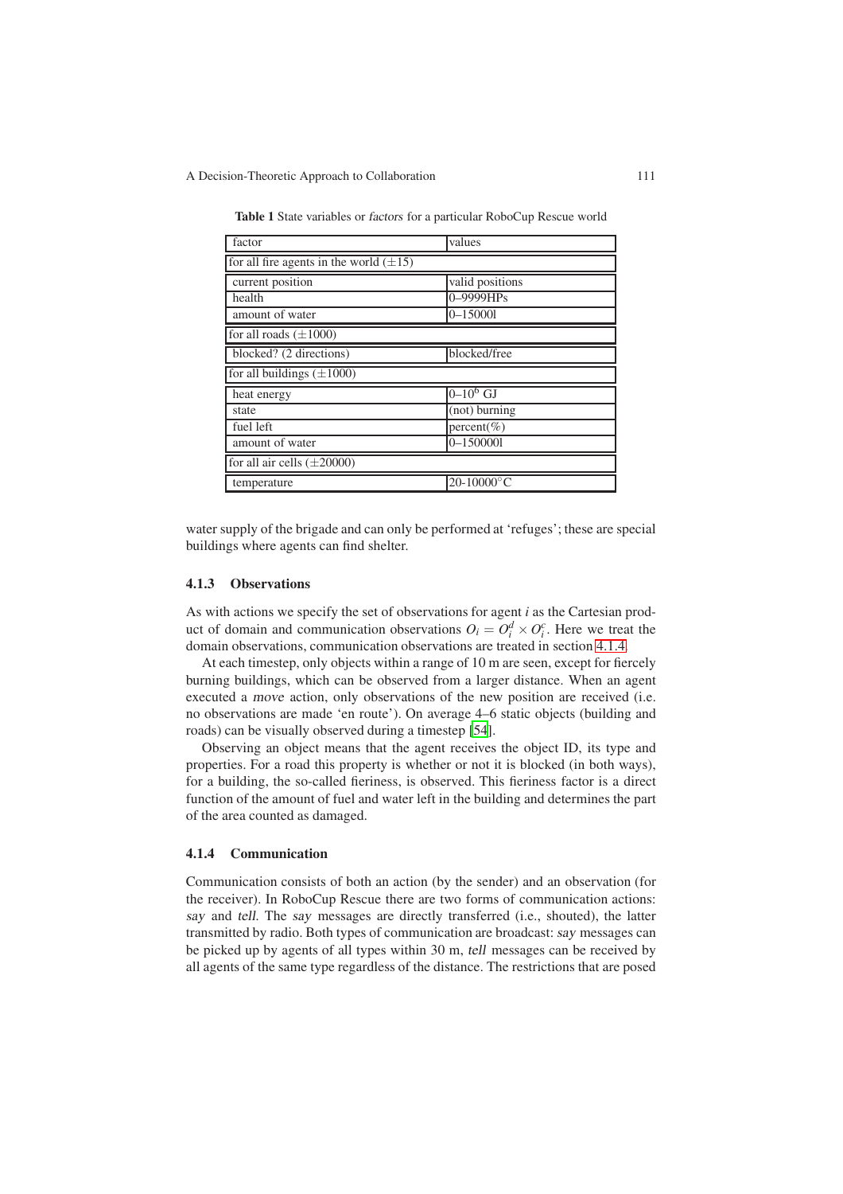**Table 1** State variables or *factors* for a particular RoboCup Rescue world

| factor | values |
|---|---|
| for all fire agents in the world ($\pm 15$) | |
| current position | valid positions |
| health | 0–9999HPs |
| amount of water | 0–15000l |
| for all roads ($\pm 1000$) | |
| blocked? (2 directions) | blocked/free |
| for all buildings ($\pm 1000$) | |
| heat energy | 0–$10^6$ GJ |
| state | (not) burning |
| fuel left | percent(%) |
| amount of water | 0–150000l |
| for all air cells ($\pm 20000$) | |
| temperature | 20-10000°C |

water supply of the brigade and can only be performed at 'refuges'; these are special buildings where agents can find shelter.

### 4.1.3 Observations

As with actions we specify the set of observations for agent $i$ as the Cartesian product of domain and communication observations $O_i = O_i^d \times O_i^c$. Here we treat the domain observations, communication observations are treated in section 4.1.4.

At each timestep, only objects within a range of 10 m are seen, except for fiercely burning buildings, which can be observed from a larger distance. When an agent executed a *move* action, only observations of the new position are received (i.e. no observations are made 'en route'). On average 4–6 static objects (building and roads) can be visually observed during a timestep [54].

Observing an object means that the agent receives the object ID, its type and properties. For a road this property is whether or not it is blocked (in both ways), for a building, the so-called fieriness, is observed. This fieriness factor is a direct function of the amount of fuel and water left in the building and determines the part of the area counted as damaged.

### 4.1.4 Communication

Communication consists of both an action (by the sender) and an observation (for the receiver). In RoboCup Rescue there are two forms of communication actions: *say* and *tell*. The *say* messages are directly transferred (i.e., shouted), the latter transmitted by radio. Both types of communication are broadcast: *say* messages can be picked up by agents of all types within 30 m, *tell* messages can be received by all agents of the same type regardless of the distance. The restrictions that are posed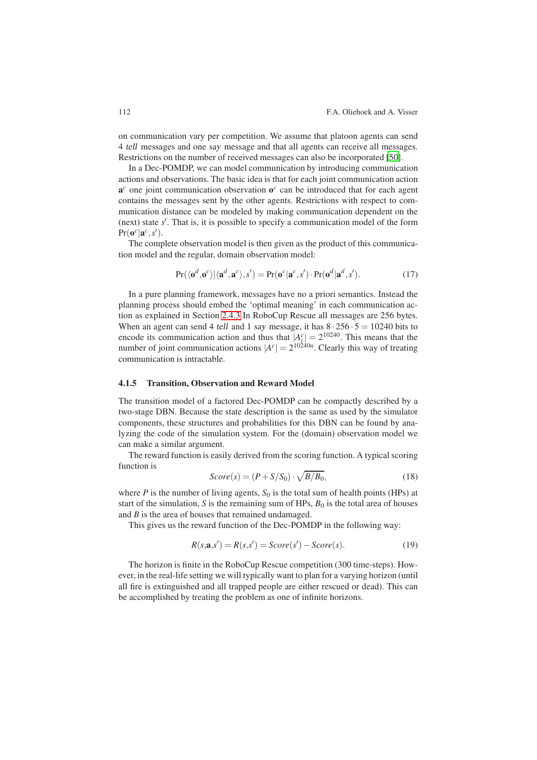on communication vary per competition. We assume that platoon agents can send 4 *tell* messages and one *say* message and that all agents can receive all messages. Restrictions on the number of received messages can also be incorporated [50].

In a Dec-POMDP, we can model communication by introducing communication actions and observations. The basic idea is that for each joint communication action $\mathbf{a}^c$ one joint communication observation $\mathbf{o}^c$ can be introduced that for each agent contains the messages sent by the other agents. Restrictions with respect to communication distance can be modeled by making communication dependent on the (next) state $s'$. That is, it is possible to specify a communication model of the form $\Pr(\mathbf{o}^c|\mathbf{a}^c, s')$.

The complete observation model is then given as the product of this communication model and the regular, domain observation model:

$$\Pr(\langle \mathbf{o}^d, \mathbf{o}^c \rangle | \langle \mathbf{a}^d, \mathbf{a}^c \rangle, s') = \Pr(\mathbf{o}^c|\mathbf{a}^c, s') \cdot \Pr(\mathbf{o}^d|\mathbf{a}^d, s'). \tag{17}$$

In a pure planning framework, messages have no a priori semantics. Instead the planning process should embed the 'optimal meaning' in each communication action as explained in Section 2.4.3 In RoboCup Rescue all messages are 256 bytes. When an agent can send 4 *tell* and 1 *say* message, it has $8 \cdot 256 \cdot 5 = 10240$ bits to encode its communication action and thus that $|A_i^c| = 2^{10240}$. This means that the number of joint communication actions $|A^c| = 2^{10240n}$. Clearly this way of treating communication is intractable.

### 4.1.5 Transition, Observation and Reward Model

The transition model of a factored Dec-POMDP can be compactly described by a two-stage DBN. Because the state description is the same as used by the simulator components, these structures and probabilities for this DBN can be found by analyzing the code of the simulation system. For the (domain) observation model we can make a similar argument.

The reward function is easily derived from the scoring function. A typical scoring function is

$$Score(s) = (P + S/S_0) \cdot \sqrt{B/B_0}, \tag{18}$$

where $P$ is the number of living agents, $S_0$ is the total sum of health points (HPs) at start of the simulation, $S$ is the remaining sum of HPs, $B_0$ is the total area of houses and $B$ is the area of houses that remained undamaged.

This gives us the reward function of the Dec-POMDP in the following way:

$$R(s, \mathbf{a}, s') = R(s, s') = Score(s') - Score(s). \tag{19}$$

The horizon is finite in the RoboCup Rescue competition (300 time-steps). However, in the real-life setting we will typically want to plan for a varying horizon (until all fire is extinguished and all trapped people are either rescued or dead). This can be accomplished by treating the problem as one of infinite horizons.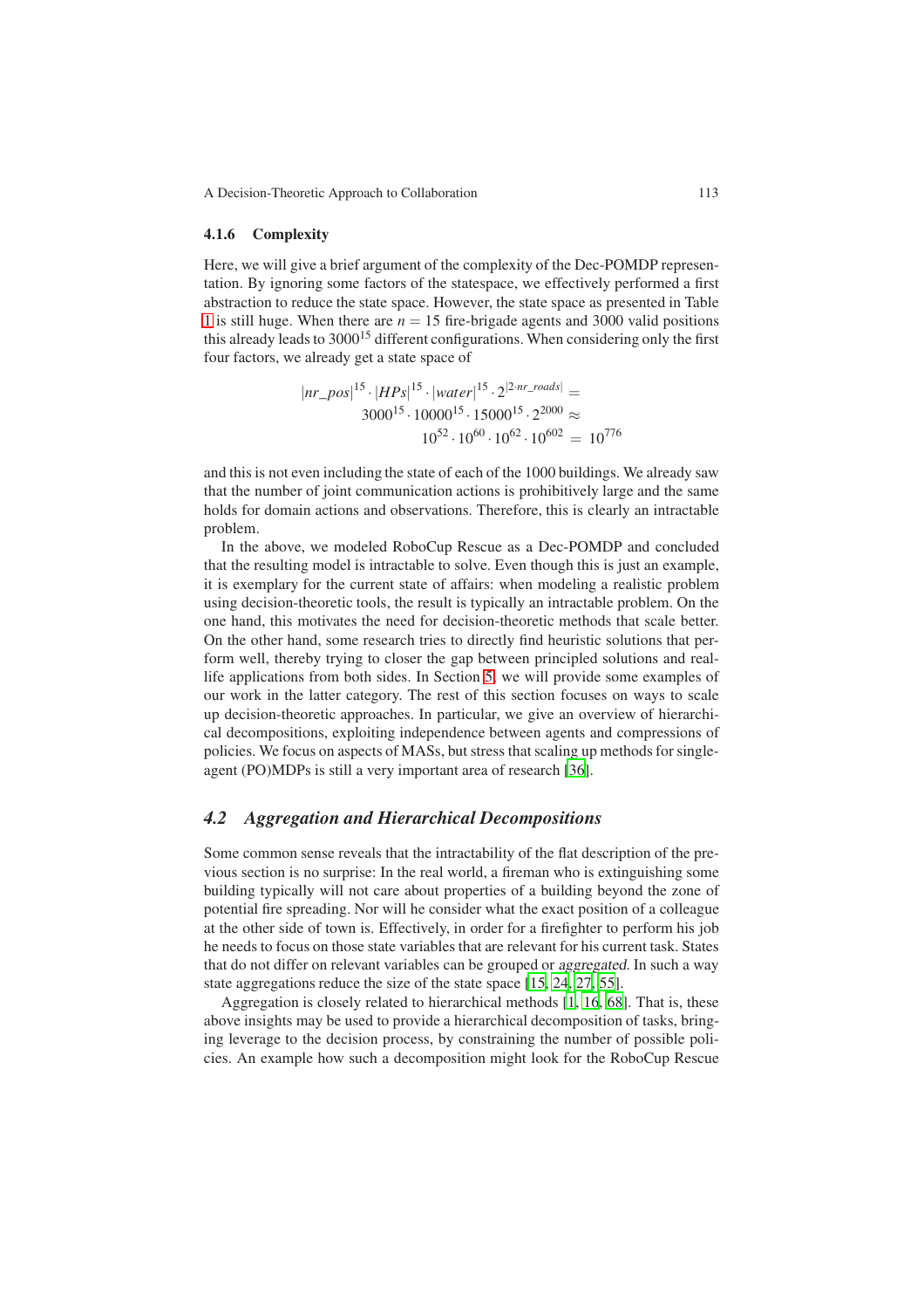#### 4.1.6 Complexity

Here, we will give a brief argument of the complexity of the Dec-POMDP representation. By ignoring some factors of the statespace, we effectively performed a first abstraction to reduce the state space. However, the state space as presented in Table 1 is still huge. When there are $n = 15$ fire-brigade agents and 3000 valid positions this already leads to $3000^{15}$ different configurations. When considering only the first four factors, we already get a state space of

$$
\begin{aligned}
|nr\_pos|^{15} \cdot |HPs|^{15} \cdot |water|^{15} \cdot 2^{|2 \cdot nr\_roads|} &= \\
3000^{15} \cdot 10000^{15} \cdot 15000^{15} \cdot 2^{2000} &\approx \\
10^{52} \cdot 10^{60} \cdot 10^{62} \cdot 10^{602} &= 10^{776}
\end{aligned}
$$

and this is not even including the state of each of the 1000 buildings. We already saw that the number of joint communication actions is prohibitively large and the same holds for domain actions and observations. Therefore, this is clearly an intractable problem.

In the above, we modeled RoboCup Rescue as a Dec-POMDP and concluded that the resulting model is intractable to solve. Even though this is just an example, it is exemplary for the current state of affairs: when modeling a realistic problem using decision-theoretic tools, the result is typically an intractable problem. On the one hand, this motivates the need for decision-theoretic methods that scale better. On the other hand, some research tries to directly find heuristic solutions that perform well, thereby trying to closer the gap between principled solutions and real-life applications from both sides. In Section 5, we will provide some examples of our work in the latter category. The rest of this section focuses on ways to scale up decision-theoretic approaches. In particular, we give an overview of hierarchical decompositions, exploiting independence between agents and compressions of policies. We focus on aspects of MASs, but stress that scaling up methods for single-agent (PO)MDPs is still a very important area of research [36].

## *4.2 Aggregation and Hierarchical Decompositions*

Some common sense reveals that the intractability of the flat description of the previous section is no surprise: In the real world, a fireman who is extinguishing some building typically will not care about properties of a building beyond the zone of potential fire spreading. Nor will he consider what the exact position of a colleague at the other side of town is. Effectively, in order for a firefighter to perform his job he needs to focus on those state variables that are relevant for his current task. States that do not differ on relevant variables can be grouped or *aggregated*. In such a way state aggregations reduce the size of the state space [15, 24, 27, 55].

Aggregation is closely related to hierarchical methods [1, 16, 68]. That is, these above insights may be used to provide a hierarchical decomposition of tasks, bringing leverage to the decision process, by constraining the number of possible policies. An example how such a decomposition might look for the RoboCup Rescue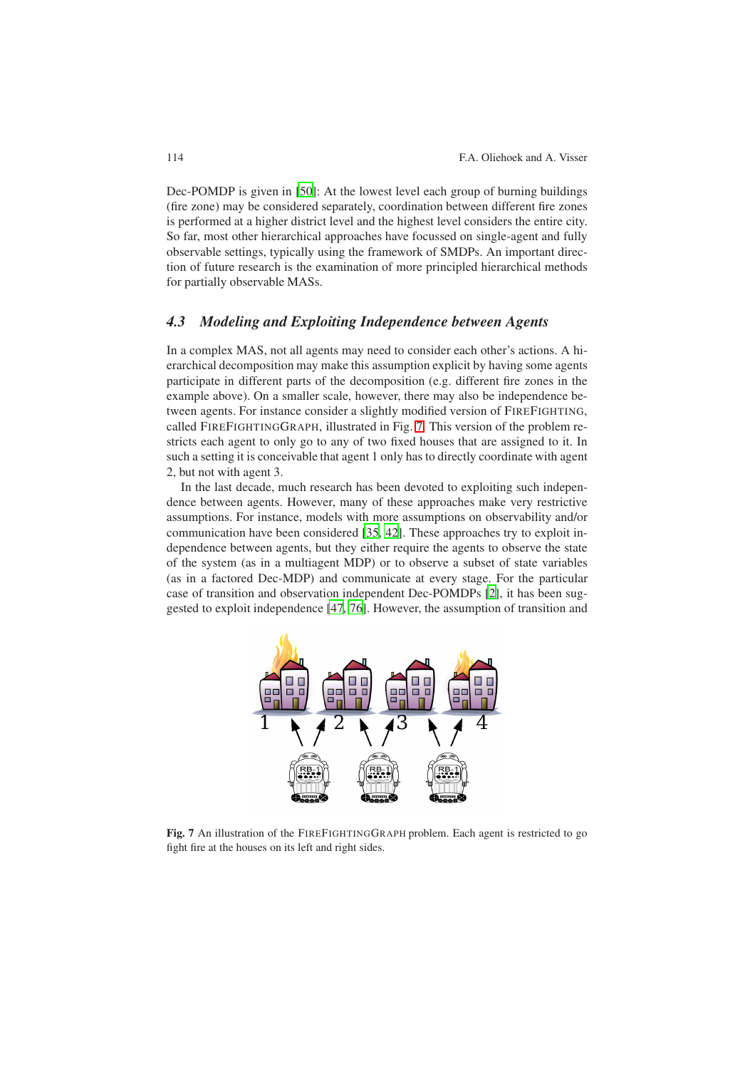Dec-POMDP is given in [50]: At the lowest level each group of burning buildings (fire zone) may be considered separately, coordination between different fire zones is performed at a higher district level and the highest level considers the entire city. So far, most other hierarchical approaches have focussed on single-agent and fully observable settings, typically using the framework of SMDPs. An important direction of future research is the examination of more principled hierarchical methods for partially observable MASs.

### 4.3 Modeling and Exploiting Independence between Agents

In a complex MAS, not all agents may need to consider each other's actions. A hierarchical decomposition may make this assumption explicit by having some agents participate in different parts of the decomposition (e.g. different fire zones in the example above). On a smaller scale, however, there may also be independence between agents. For instance consider a slightly modified version of FIREFIGHTING, called FIREFIGHTINGGRAPH, illustrated in Fig. 7. This version of the problem restricts each agent to only go to any of two fixed houses that are assigned to it. In such a setting it is conceivable that agent 1 only has to directly coordinate with agent 2, but not with agent 3.

In the last decade, much research has been devoted to exploiting such independence between agents. However, many of these approaches make very restrictive assumptions. For instance, models with more assumptions on observability and/or communication have been considered [35, 42]. These approaches try to exploit independence between agents, but they either require the agents to observe the state of the system (as in a multiagent MDP) or to observe a subset of state variables (as in a factored Dec-MDP) and communicate at every stage. For the particular case of transition and observation independent Dec-POMDPs [2], it has been suggested to exploit independence [47, 76]. However, the assumption of transition and

**Fig. 7** An illustration of the FIREFIGHTINGGRAPH problem. Each agent is restricted to go fight fire at the houses on its left and right sides.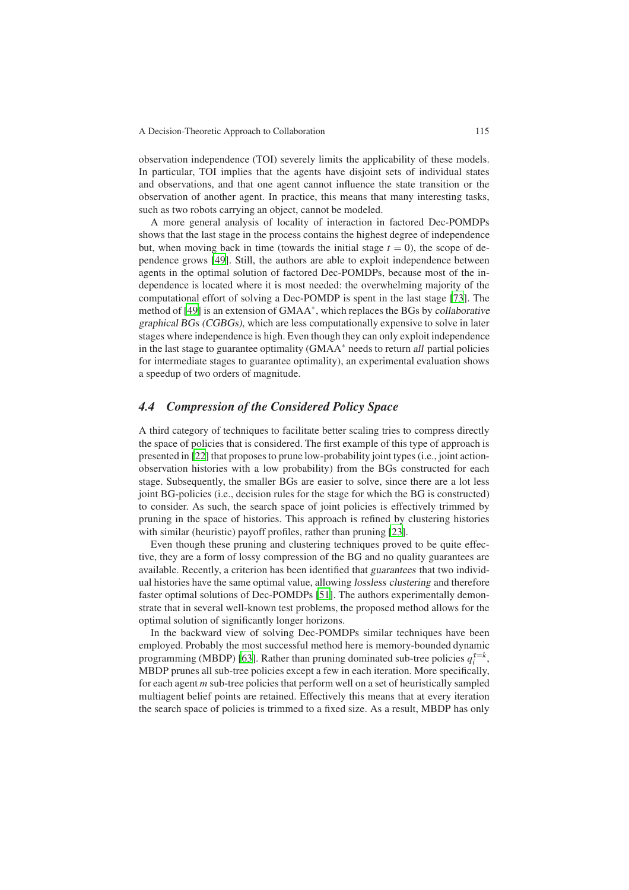observation independence (TOI) severely limits the applicability of these models. In particular, TOI implies that the agents have disjoint sets of individual states and observations, and that one agent cannot influence the state transition or the observation of another agent. In practice, this means that many interesting tasks, such as two robots carrying an object, cannot be modeled.

A more general analysis of locality of interaction in factored Dec-POMDPs shows that the last stage in the process contains the highest degree of independence but, when moving back in time (towards the initial stage $t = 0$), the scope of dependence grows [49]. Still, the authors are able to exploit independence between agents in the optimal solution of factored Dec-POMDPs, because most of the independence is located where it is most needed: the overwhelming majority of the computational effort of solving a Dec-POMDP is spent in the last stage [73]. The method of [49] is an extension of GMAA$^*$, which replaces the BGs by *collaborative graphical BGs (CGBGs)*, which are less computationally expensive to solve in later stages where independence is high. Even though they can only exploit independence in the last stage to guarantee optimality (GMAA$^*$ needs to return *all* partial policies for intermediate stages to guarantee optimality), an experimental evaluation shows a speedup of two orders of magnitude.

### 4.4 Compression of the Considered Policy Space

A third category of techniques to facilitate better scaling tries to compress directly the space of policies that is considered. The first example of this type of approach is presented in [22] that proposes to prune low-probability joint types (i.e., joint action-observation histories with a low probability) from the BGs constructed for each stage. Subsequently, the smaller BGs are easier to solve, since there are a lot less joint BG-policies (i.e., decision rules for the stage for which the BG is constructed) to consider. As such, the search space of joint policies is effectively trimmed by pruning in the space of histories. This approach is refined by clustering histories with similar (heuristic) payoff profiles, rather than pruning [23].

Even though these pruning and clustering techniques proved to be quite effective, they are a form of lossy compression of the BG and no quality guarantees are available. Recently, a criterion has been identified that *guarantees* that two individual histories have the same optimal value, allowing *lossless clustering* and therefore faster optimal solutions of Dec-POMDPs [51]. The authors experimentally demonstrate that in several well-known test problems, the proposed method allows for the optimal solution of significantly longer horizons.

In the backward view of solving Dec-POMDPs similar techniques have been employed. Probably the most successful method here is memory-bounded dynamic programming (MBDP) [63]. Rather than pruning dominated sub-tree policies $q_i^{\tau=k}$, MBDP prunes all sub-tree policies except a few in each iteration. More specifically, for each agent $m$ sub-tree policies that perform well on a set of heuristically sampled multiagent belief points are retained. Effectively this means that at every iteration the search space of policies is trimmed to a fixed size. As a result, MBDP has only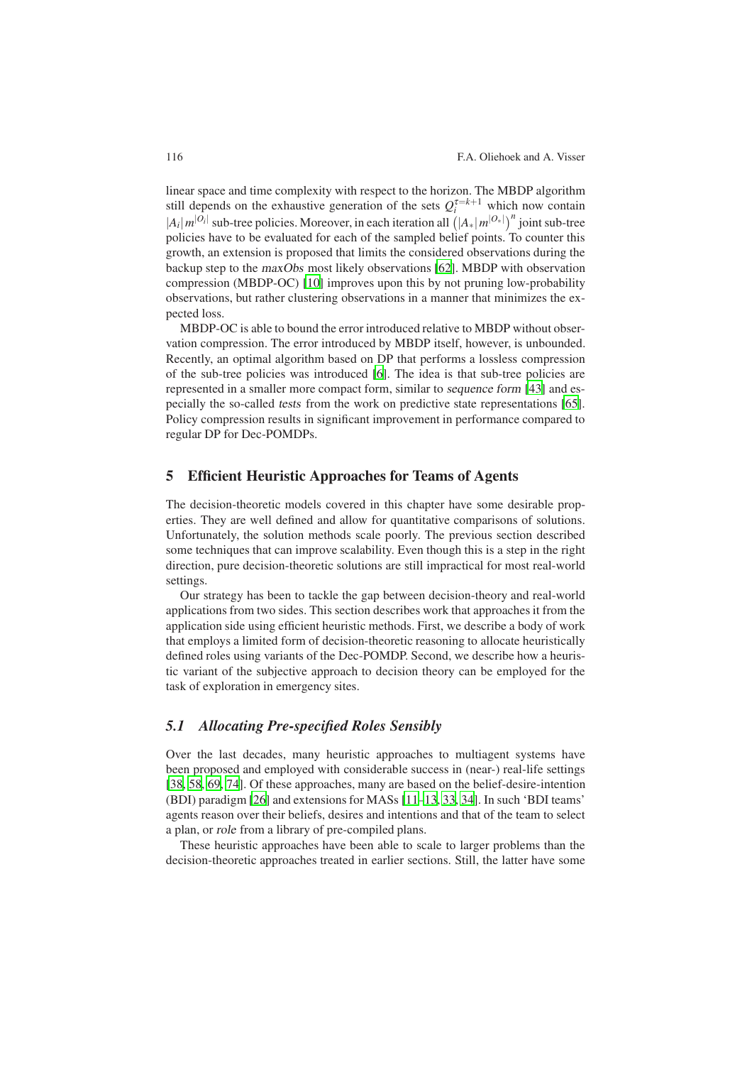linear space and time complexity with respect to the horizon. The MBDP algorithm still depends on the exhaustive generation of the sets $Q_i^{\tau=k+1}$ which now contain $|A_i|\, m^{|O_i|}$ sub-tree policies. Moreover, in each iteration all $\left(|A_*|\, m^{|O_*|}\right)^n$ joint sub-tree policies have to be evaluated for each of the sampled belief points. To counter this growth, an extension is proposed that limits the considered observations during the backup step to the *maxObs* most likely observations [62]. MBDP with observation compression (MBDP-OC) [10] improves upon this by not pruning low-probability observations, but rather clustering observations in a manner that minimizes the expected loss.

MBDP-OC is able to bound the error introduced relative to MBDP without observation compression. The error introduced by MBDP itself, however, is unbounded. Recently, an optimal algorithm based on DP that performs a lossless compression of the sub-tree policies was introduced [6]. The idea is that sub-tree policies are represented in a smaller more compact form, similar to *sequence form* [43] and especially the so-called *tests* from the work on predictive state representations [65]. Policy compression results in significant improvement in performance compared to regular DP for Dec-POMDPs.

## 5 Efficient Heuristic Approaches for Teams of Agents

The decision-theoretic models covered in this chapter have some desirable properties. They are well defined and allow for quantitative comparisons of solutions. Unfortunately, the solution methods scale poorly. The previous section described some techniques that can improve scalability. Even though this is a step in the right direction, pure decision-theoretic solutions are still impractical for most real-world settings.

Our strategy has been to tackle the gap between decision-theory and real-world applications from two sides. This section describes work that approaches it from the application side using efficient heuristic methods. First, we describe a body of work that employs a limited form of decision-theoretic reasoning to allocate heuristically defined roles using variants of the Dec-POMDP. Second, we describe how a heuristic variant of the subjective approach to decision theory can be employed for the task of exploration in emergency sites.

### *5.1 Allocating Pre-specified Roles Sensibly*

Over the last decades, many heuristic approaches to multiagent systems have been proposed and employed with considerable success in (near-) real-life settings [38, 58, 69, 74]. Of these approaches, many are based on the belief-desire-intention (BDI) paradigm [26] and extensions for MASs [11–13, 33, 34]. In such 'BDI teams' agents reason over their beliefs, desires and intentions and that of the team to select a plan, or *role* from a library of pre-compiled plans.

These heuristic approaches have been able to scale to larger problems than the decision-theoretic approaches treated in earlier sections. Still, the latter have some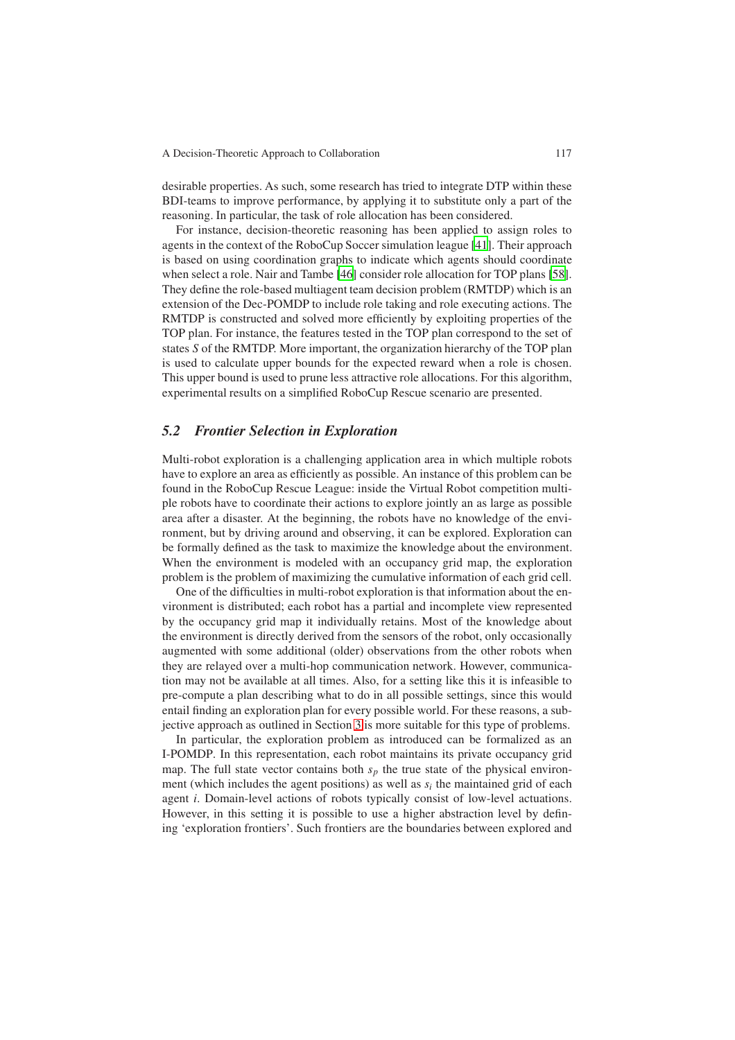desirable properties. As such, some research has tried to integrate DTP within these BDI-teams to improve performance, by applying it to substitute only a part of the reasoning. In particular, the task of role allocation has been considered.

For instance, decision-theoretic reasoning has been applied to assign roles to agents in the context of the RoboCup Soccer simulation league [41]. Their approach is based on using coordination graphs to indicate which agents should coordinate when select a role. Nair and Tambe [46] consider role allocation for TOP plans [58]. They define the role-based multiagent team decision problem (RMTDP) which is an extension of the Dec-POMDP to include role taking and role executing actions. The RMTDP is constructed and solved more efficiently by exploiting properties of the TOP plan. For instance, the features tested in the TOP plan correspond to the set of states $S$ of the RMTDP. More important, the organization hierarchy of the TOP plan is used to calculate upper bounds for the expected reward when a role is chosen. This upper bound is used to prune less attractive role allocations. For this algorithm, experimental results on a simplified RoboCup Rescue scenario are presented.

## *5.2 Frontier Selection in Exploration*

Multi-robot exploration is a challenging application area in which multiple robots have to explore an area as efficiently as possible. An instance of this problem can be found in the RoboCup Rescue League: inside the Virtual Robot competition multiple robots have to coordinate their actions to explore jointly an as large as possible area after a disaster. At the beginning, the robots have no knowledge of the environment, but by driving around and observing, it can be explored. Exploration can be formally defined as the task to maximize the knowledge about the environment. When the environment is modeled with an occupancy grid map, the exploration problem is the problem of maximizing the cumulative information of each grid cell.

One of the difficulties in multi-robot exploration is that information about the environment is distributed; each robot has a partial and incomplete view represented by the occupancy grid map it individually retains. Most of the knowledge about the environment is directly derived from the sensors of the robot, only occasionally augmented with some additional (older) observations from the other robots when they are relayed over a multi-hop communication network. However, communication may not be available at all times. Also, for a setting like this it is infeasible to pre-compute a plan describing what to do in all possible settings, since this would entail finding an exploration plan for every possible world. For these reasons, a subjective approach as outlined in Section 3 is more suitable for this type of problems.

In particular, the exploration problem as introduced can be formalized as an I-POMDP. In this representation, each robot maintains its private occupancy grid map. The full state vector contains both $s_p$ the true state of the physical environment (which includes the agent positions) as well as $s_i$ the maintained grid of each agent $i$. Domain-level actions of robots typically consist of low-level actuations. However, in this setting it is possible to use a higher abstraction level by defining 'exploration frontiers'. Such frontiers are the boundaries between explored and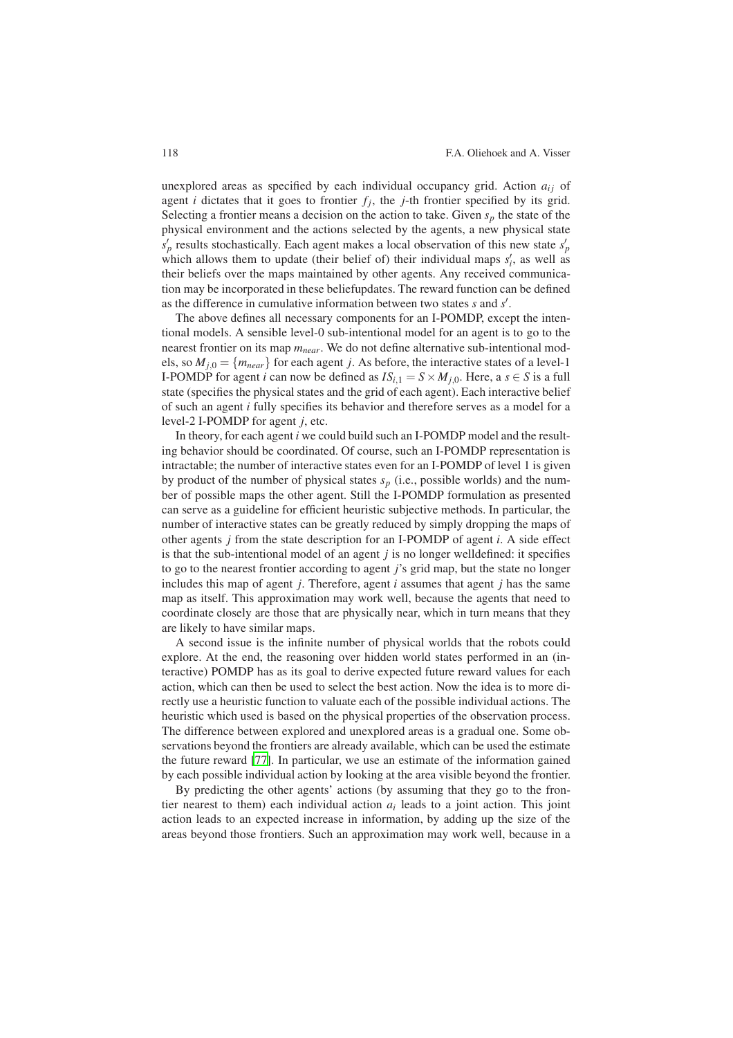unexplored areas as specified by each individual occupancy grid. Action $a_{ij}$ of agent $i$ dictates that it goes to frontier $f_j$, the $j$-th frontier specified by its grid. Selecting a frontier means a decision on the action to take. Given $s_p$ the state of the physical environment and the actions selected by the agents, a new physical state $s'_p$ results stochastically. Each agent makes a local observation of this new state $s'_p$ which allows them to update (their belief of) their individual maps $s'_i$, as well as their beliefs over the maps maintained by other agents. Any received communication may be incorporated in these beliefupdates. The reward function can be defined as the difference in cumulative information between two states $s$ and $s'$.

The above defines all necessary components for an I-POMDP, except the intentional models. A sensible level-0 sub-intentional model for an agent is to go to the nearest frontier on its map $m_{near}$. We do not define alternative sub-intentional models, so $M_{j,0} = \{m_{near}\}$ for each agent $j$. As before, the interactive states of a level-1 I-POMDP for agent $i$ can now be defined as $IS_{i,1} = S \times M_{j,0}$. Here, a $s \in S$ is a full state (specifies the physical states and the grid of each agent). Each interactive belief of such an agent $i$ fully specifies its behavior and therefore serves as a model for a level-2 I-POMDP for agent $j$, etc.

In theory, for each agent $i$ we could build such an I-POMDP model and the resulting behavior should be coordinated. Of course, such an I-POMDP representation is intractable; the number of interactive states even for an I-POMDP of level 1 is given by product of the number of physical states $s_p$ (i.e., possible worlds) and the number of possible maps the other agent. Still the I-POMDP formulation as presented can serve as a guideline for efficient heuristic subjective methods. In particular, the number of interactive states can be greatly reduced by simply dropping the maps of other agents $j$ from the state description for an I-POMDP of agent $i$. A side effect is that the sub-intentional model of an agent $j$ is no longer welldefined: it specifies to go to the nearest frontier according to agent $j$'s grid map, but the state no longer includes this map of agent $j$. Therefore, agent $i$ assumes that agent $j$ has the same map as itself. This approximation may work well, because the agents that need to coordinate closely are those that are physically near, which in turn means that they are likely to have similar maps.

A second issue is the infinite number of physical worlds that the robots could explore. At the end, the reasoning over hidden world states performed in an (interactive) POMDP has as its goal to derive expected future reward values for each action, which can then be used to select the best action. Now the idea is to more directly use a heuristic function to valuate each of the possible individual actions. The heuristic which used is based on the physical properties of the observation process. The difference between explored and unexplored areas is a gradual one. Some observations beyond the frontiers are already available, which can be used the estimate the future reward [77]. In particular, we use an estimate of the information gained by each possible individual action by looking at the area visible beyond the frontier.

By predicting the other agents' actions (by assuming that they go to the frontier nearest to them) each individual action $a_i$ leads to a joint action. This joint action leads to an expected increase in information, by adding up the size of the areas beyond those frontiers. Such an approximation may work well, because in a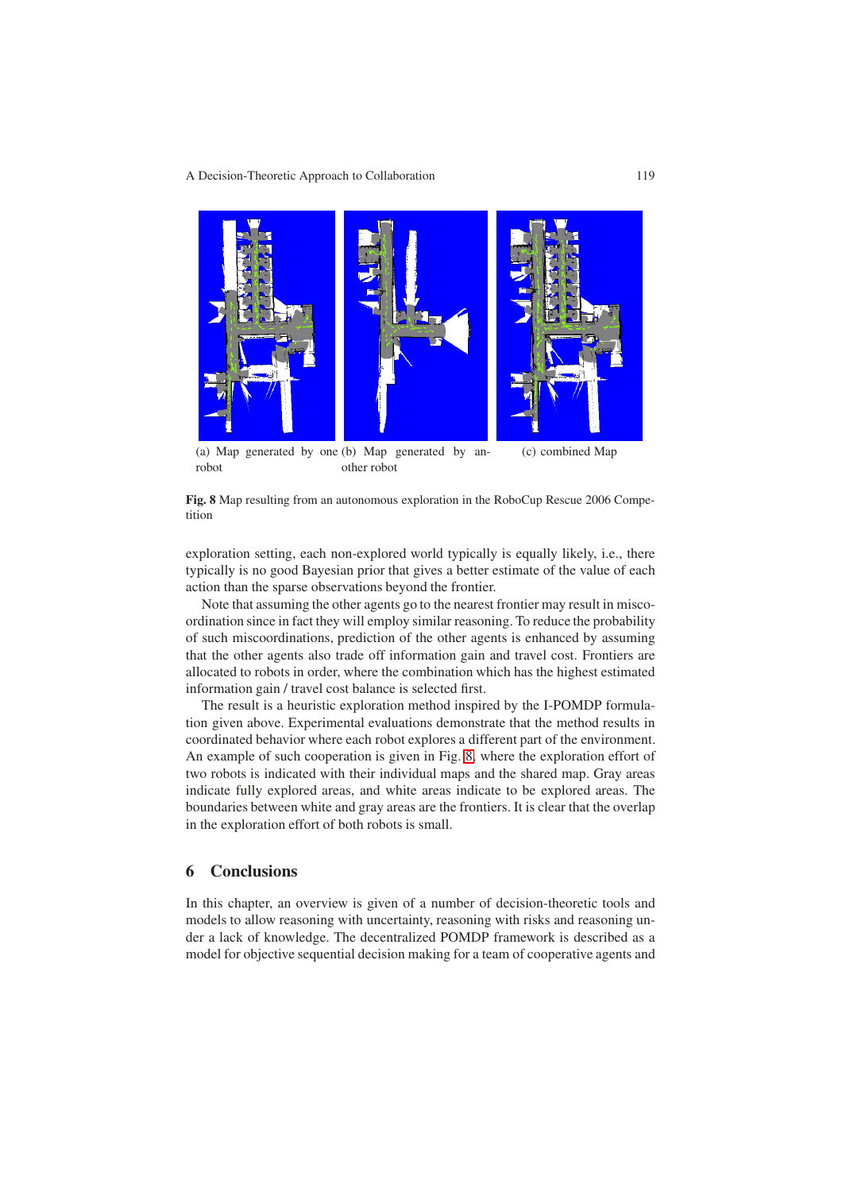(a) Map generated by one robot

(b) Map generated by another robot

(c) combined Map

**Fig. 8** Map resulting from an autonomous exploration in the RoboCup Rescue 2006 Competition

exploration setting, each non-explored world typically is equally likely, i.e., there typically is no good Bayesian prior that gives a better estimate of the value of each action than the sparse observations beyond the frontier.

Note that assuming the other agents go to the nearest frontier may result in miscoordination since in fact they will employ similar reasoning. To reduce the probability of such miscoordinations, prediction of the other agents is enhanced by assuming that the other agents also trade off information gain and travel cost. Frontiers are allocated to robots in order, where the combination which has the highest estimated information gain / travel cost balance is selected first.

The result is a heuristic exploration method inspired by the I-POMDP formulation given above. Experimental evaluations demonstrate that the method results in coordinated behavior where each robot explores a different part of the environment. An example of such cooperation is given in Fig. 8, where the exploration effort of two robots is indicated with their individual maps and the shared map. Gray areas indicate fully explored areas, and white areas indicate to be explored areas. The boundaries between white and gray areas are the frontiers. It is clear that the overlap in the exploration effort of both robots is small.

## 6 Conclusions

In this chapter, an overview is given of a number of decision-theoretic tools and models to allow reasoning with uncertainty, reasoning with risks and reasoning under a lack of knowledge. The decentralized POMDP framework is described as a model for objective sequential decision making for a team of cooperative agents and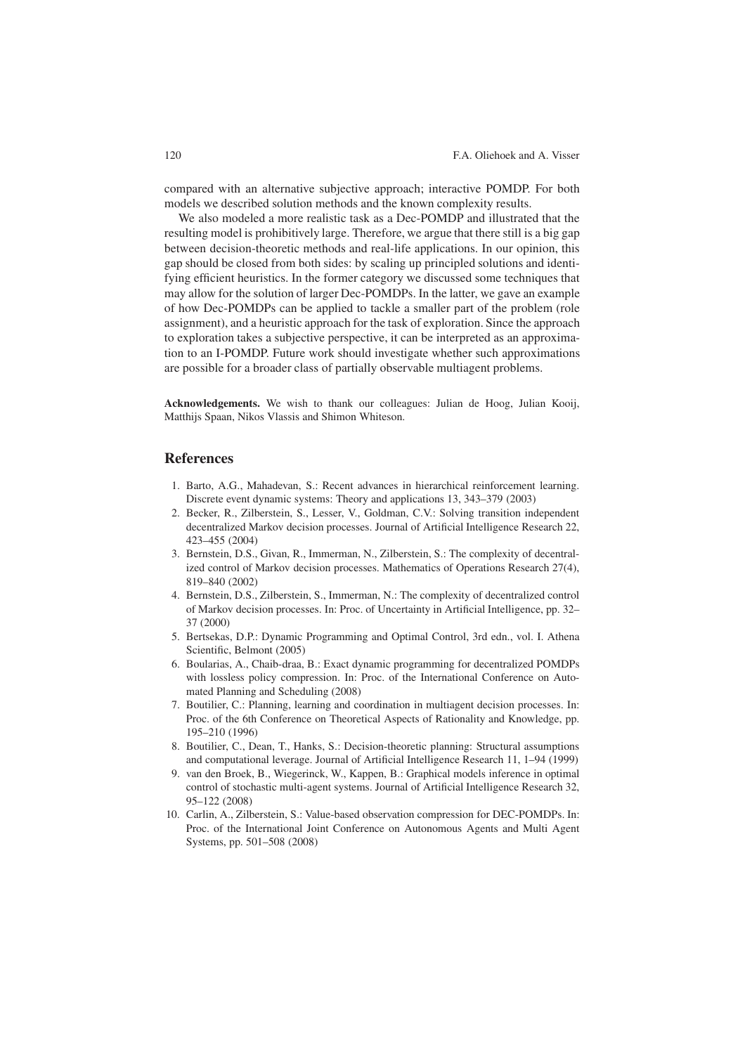compared with an alternative subjective approach; interactive POMDP. For both models we described solution methods and the known complexity results.

We also modeled a more realistic task as a Dec-POMDP and illustrated that the resulting model is prohibitively large. Therefore, we argue that there still is a big gap between decision-theoretic methods and real-life applications. In our opinion, this gap should be closed from both sides: by scaling up principled solutions and identifying efficient heuristics. In the former category we discussed some techniques that may allow for the solution of larger Dec-POMDPs. In the latter, we gave an example of how Dec-POMDPs can be applied to tackle a smaller part of the problem (role assignment), and a heuristic approach for the task of exploration. Since the approach to exploration takes a subjective perspective, it can be interpreted as an approximation to an I-POMDP. Future work should investigate whether such approximations are possible for a broader class of partially observable multiagent problems.

**Acknowledgements.** We wish to thank our colleagues: Julian de Hoog, Julian Kooij, Matthijs Spaan, Nikos Vlassis and Shimon Whiteson.

## References

1. Barto, A.G., Mahadevan, S.: Recent advances in hierarchical reinforcement learning. Discrete event dynamic systems: Theory and applications 13, 343–379 (2003)
2. Becker, R., Zilberstein, S., Lesser, V., Goldman, C.V.: Solving transition independent decentralized Markov decision processes. Journal of Artificial Intelligence Research 22, 423–455 (2004)
3. Bernstein, D.S., Givan, R., Immerman, N., Zilberstein, S.: The complexity of decentralized control of Markov decision processes. Mathematics of Operations Research 27(4), 819–840 (2002)
4. Bernstein, D.S., Zilberstein, S., Immerman, N.: The complexity of decentralized control of Markov decision processes. In: Proc. of Uncertainty in Artificial Intelligence, pp. 32–37 (2000)
5. Bertsekas, D.P.: Dynamic Programming and Optimal Control, 3rd edn., vol. I. Athena Scientific, Belmont (2005)
6. Boularias, A., Chaib-draa, B.: Exact dynamic programming for decentralized POMDPs with lossless policy compression. In: Proc. of the International Conference on Automated Planning and Scheduling (2008)
7. Boutilier, C.: Planning, learning and coordination in multiagent decision processes. In: Proc. of the 6th Conference on Theoretical Aspects of Rationality and Knowledge, pp. 195–210 (1996)
8. Boutilier, C., Dean, T., Hanks, S.: Decision-theoretic planning: Structural assumptions and computational leverage. Journal of Artificial Intelligence Research 11, 1–94 (1999)
9. van den Broek, B., Wiegerinck, W., Kappen, B.: Graphical models inference in optimal control of stochastic multi-agent systems. Journal of Artificial Intelligence Research 32, 95–122 (2008)
10. Carlin, A., Zilberstein, S.: Value-based observation compression for DEC-POMDPs. In: Proc. of the International Joint Conference on Autonomous Agents and Multi Agent Systems, pp. 501–508 (2008)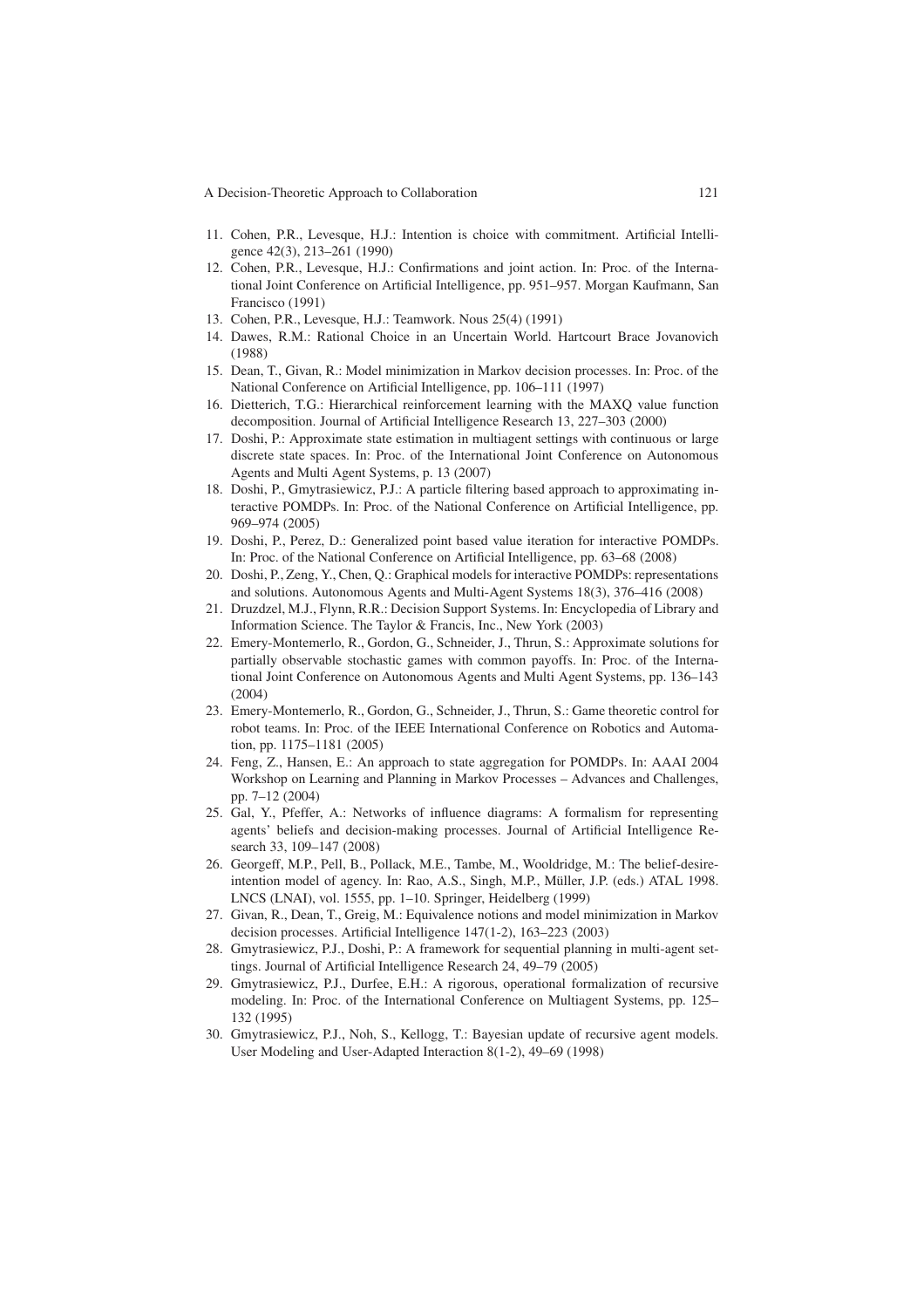11. Cohen, P.R., Levesque, H.J.: Intention is choice with commitment. Artificial Intelligence 42(3), 213–261 (1990)
12. Cohen, P.R., Levesque, H.J.: Confirmations and joint action. In: Proc. of the International Joint Conference on Artificial Intelligence, pp. 951–957. Morgan Kaufmann, San Francisco (1991)
13. Cohen, P.R., Levesque, H.J.: Teamwork. Nous 25(4) (1991)
14. Dawes, R.M.: Rational Choice in an Uncertain World. Hartcourt Brace Jovanovich (1988)
15. Dean, T., Givan, R.: Model minimization in Markov decision processes. In: Proc. of the National Conference on Artificial Intelligence, pp. 106–111 (1997)
16. Dietterich, T.G.: Hierarchical reinforcement learning with the MAXQ value function decomposition. Journal of Artificial Intelligence Research 13, 227–303 (2000)
17. Doshi, P.: Approximate state estimation in multiagent settings with continuous or large discrete state spaces. In: Proc. of the International Joint Conference on Autonomous Agents and Multi Agent Systems, p. 13 (2007)
18. Doshi, P., Gmytrasiewicz, P.J.: A particle filtering based approach to approximating interactive POMDPs. In: Proc. of the National Conference on Artificial Intelligence, pp. 969–974 (2005)
19. Doshi, P., Perez, D.: Generalized point based value iteration for interactive POMDPs. In: Proc. of the National Conference on Artificial Intelligence, pp. 63–68 (2008)
20. Doshi, P., Zeng, Y., Chen, Q.: Graphical models for interactive POMDPs: representations and solutions. Autonomous Agents and Multi-Agent Systems 18(3), 376–416 (2008)
21. Druzdzel, M.J., Flynn, R.R.: Decision Support Systems. In: Encyclopedia of Library and Information Science. The Taylor & Francis, Inc., New York (2003)
22. Emery-Montemerlo, R., Gordon, G., Schneider, J., Thrun, S.: Approximate solutions for partially observable stochastic games with common payoffs. In: Proc. of the International Joint Conference on Autonomous Agents and Multi Agent Systems, pp. 136–143 (2004)
23. Emery-Montemerlo, R., Gordon, G., Schneider, J., Thrun, S.: Game theoretic control for robot teams. In: Proc. of the IEEE International Conference on Robotics and Automation, pp. 1175–1181 (2005)
24. Feng, Z., Hansen, E.: An approach to state aggregation for POMDPs. In: AAAI 2004 Workshop on Learning and Planning in Markov Processes – Advances and Challenges, pp. 7–12 (2004)
25. Gal, Y., Pfeffer, A.: Networks of influence diagrams: A formalism for representing agents' beliefs and decision-making processes. Journal of Artificial Intelligence Research 33, 109–147 (2008)
26. Georgeff, M.P., Pell, B., Pollack, M.E., Tambe, M., Wooldridge, M.: The belief-desire-intention model of agency. In: Rao, A.S., Singh, M.P., Müller, J.P. (eds.) ATAL 1998. LNCS (LNAI), vol. 1555, pp. 1–10. Springer, Heidelberg (1999)
27. Givan, R., Dean, T., Greig, M.: Equivalence notions and model minimization in Markov decision processes. Artificial Intelligence 147(1-2), 163–223 (2003)
28. Gmytrasiewicz, P.J., Doshi, P.: A framework for sequential planning in multi-agent settings. Journal of Artificial Intelligence Research 24, 49–79 (2005)
29. Gmytrasiewicz, P.J., Durfee, E.H.: A rigorous, operational formalization of recursive modeling. In: Proc. of the International Conference on Multiagent Systems, pp. 125–132 (1995)
30. Gmytrasiewicz, P.J., Noh, S., Kellogg, T.: Bayesian update of recursive agent models. User Modeling and User-Adapted Interaction 8(1-2), 49–69 (1998)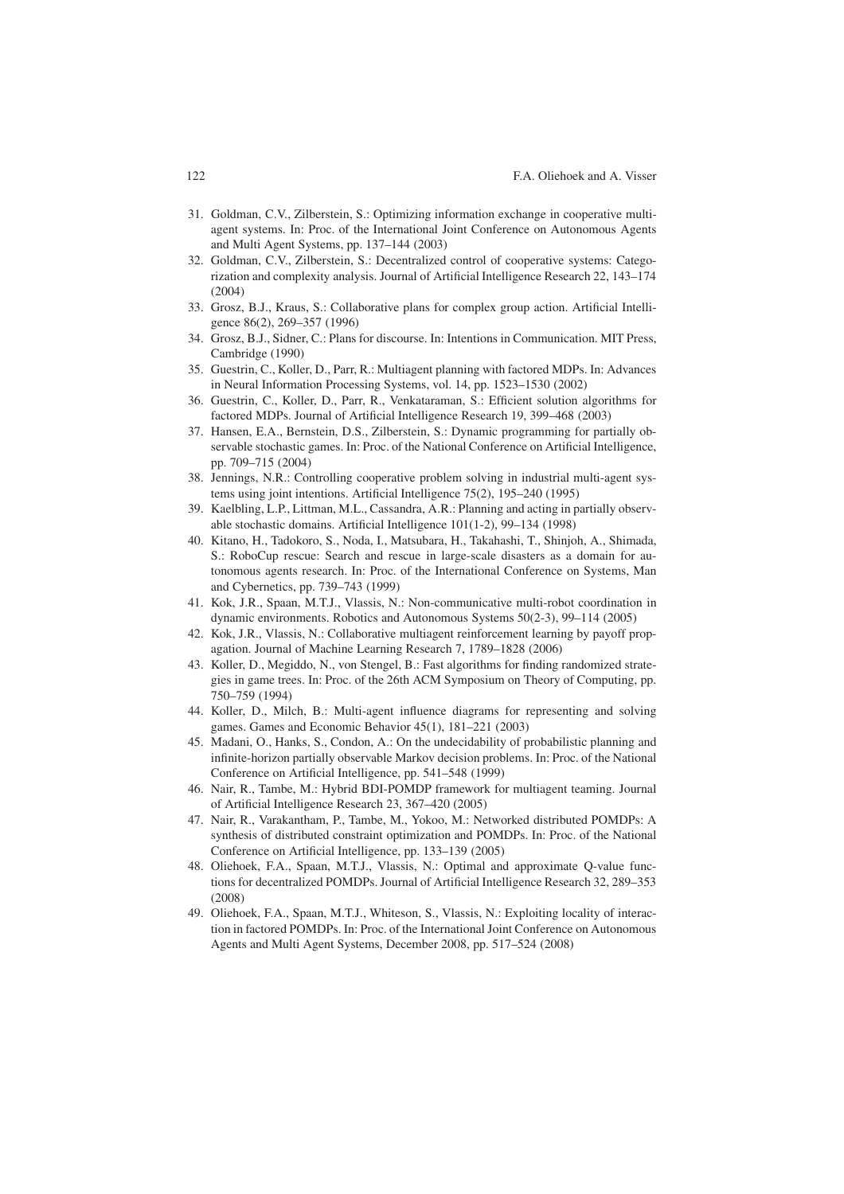31. Goldman, C.V., Zilberstein, S.: Optimizing information exchange in cooperative multi-agent systems. In: Proc. of the International Joint Conference on Autonomous Agents and Multi Agent Systems, pp. 137–144 (2003)
32. Goldman, C.V., Zilberstein, S.: Decentralized control of cooperative systems: Categorization and complexity analysis. Journal of Artificial Intelligence Research 22, 143–174 (2004)
33. Grosz, B.J., Kraus, S.: Collaborative plans for complex group action. Artificial Intelligence 86(2), 269–357 (1996)
34. Grosz, B.J., Sidner, C.: Plans for discourse. In: Intentions in Communication. MIT Press, Cambridge (1990)
35. Guestrin, C., Koller, D., Parr, R.: Multiagent planning with factored MDPs. In: Advances in Neural Information Processing Systems, vol. 14, pp. 1523–1530 (2002)
36. Guestrin, C., Koller, D., Parr, R., Venkataraman, S.: Efficient solution algorithms for factored MDPs. Journal of Artificial Intelligence Research 19, 399–468 (2003)
37. Hansen, E.A., Bernstein, D.S., Zilberstein, S.: Dynamic programming for partially observable stochastic games. In: Proc. of the National Conference on Artificial Intelligence, pp. 709–715 (2004)
38. Jennings, N.R.: Controlling cooperative problem solving in industrial multi-agent systems using joint intentions. Artificial Intelligence 75(2), 195–240 (1995)
39. Kaelbling, L.P., Littman, M.L., Cassandra, A.R.: Planning and acting in partially observable stochastic domains. Artificial Intelligence 101(1-2), 99–134 (1998)
40. Kitano, H., Tadokoro, S., Noda, I., Matsubara, H., Takahashi, T., Shinjoh, A., Shimada, S.: RoboCup rescue: Search and rescue in large-scale disasters as a domain for autonomous agents research. In: Proc. of the International Conference on Systems, Man and Cybernetics, pp. 739–743 (1999)
41. Kok, J.R., Spaan, M.T.J., Vlassis, N.: Non-communicative multi-robot coordination in dynamic environments. Robotics and Autonomous Systems 50(2-3), 99–114 (2005)
42. Kok, J.R., Vlassis, N.: Collaborative multiagent reinforcement learning by payoff propagation. Journal of Machine Learning Research 7, 1789–1828 (2006)
43. Koller, D., Megiddo, N., von Stengel, B.: Fast algorithms for finding randomized strategies in game trees. In: Proc. of the 26th ACM Symposium on Theory of Computing, pp. 750–759 (1994)
44. Koller, D., Milch, B.: Multi-agent influence diagrams for representing and solving games. Games and Economic Behavior 45(1), 181–221 (2003)
45. Madani, O., Hanks, S., Condon, A.: On the undecidability of probabilistic planning and infinite-horizon partially observable Markov decision problems. In: Proc. of the National Conference on Artificial Intelligence, pp. 541–548 (1999)
46. Nair, R., Tambe, M.: Hybrid BDI-POMDP framework for multiagent teaming. Journal of Artificial Intelligence Research 23, 367–420 (2005)
47. Nair, R., Varakantham, P., Tambe, M., Yokoo, M.: Networked distributed POMDPs: A synthesis of distributed constraint optimization and POMDPs. In: Proc. of the National Conference on Artificial Intelligence, pp. 133–139 (2005)
48. Oliehoek, F.A., Spaan, M.T.J., Vlassis, N.: Optimal and approximate Q-value functions for decentralized POMDPs. Journal of Artificial Intelligence Research 32, 289–353 (2008)
49. Oliehoek, F.A., Spaan, M.T.J., Whiteson, S., Vlassis, N.: Exploiting locality of interaction in factored POMDPs. In: Proc. of the International Joint Conference on Autonomous Agents and Multi Agent Systems, December 2008, pp. 517–524 (2008)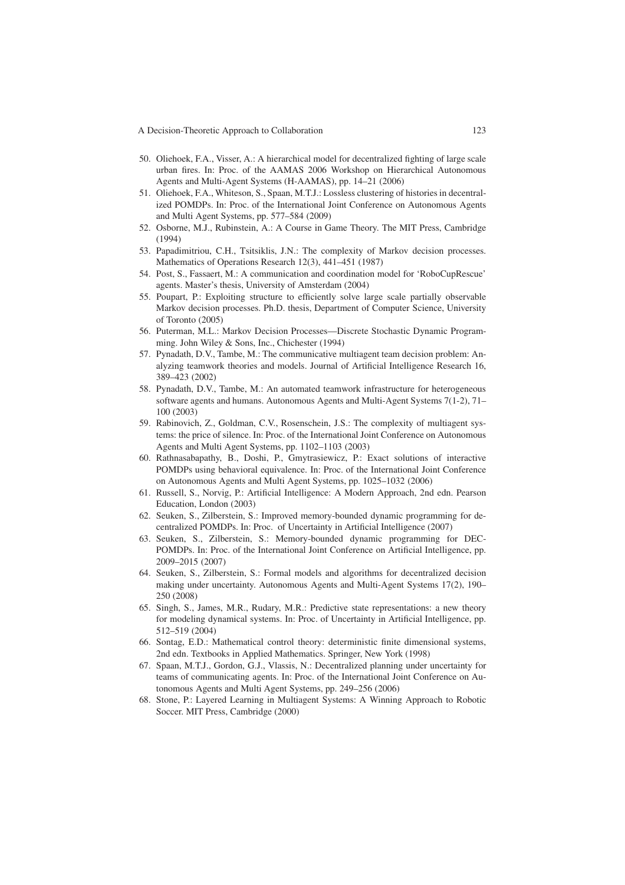50. Oliehoek, F.A., Visser, A.: A hierarchical model for decentralized fighting of large scale urban fires. In: Proc. of the AAMAS 2006 Workshop on Hierarchical Autonomous Agents and Multi-Agent Systems (H-AAMAS), pp. 14–21 (2006)
51. Oliehoek, F.A., Whiteson, S., Spaan, M.T.J.: Lossless clustering of histories in decentralized POMDPs. In: Proc. of the International Joint Conference on Autonomous Agents and Multi Agent Systems, pp. 577–584 (2009)
52. Osborne, M.J., Rubinstein, A.: A Course in Game Theory. The MIT Press, Cambridge (1994)
53. Papadimitriou, C.H., Tsitsiklis, J.N.: The complexity of Markov decision processes. Mathematics of Operations Research 12(3), 441–451 (1987)
54. Post, S., Fassaert, M.: A communication and coordination model for 'RoboCupRescue' agents. Master's thesis, University of Amsterdam (2004)
55. Poupart, P.: Exploiting structure to efficiently solve large scale partially observable Markov decision processes. Ph.D. thesis, Department of Computer Science, University of Toronto (2005)
56. Puterman, M.L.: Markov Decision Processes—Discrete Stochastic Dynamic Programming. John Wiley & Sons, Inc., Chichester (1994)
57. Pynadath, D.V., Tambe, M.: The communicative multiagent team decision problem: Analyzing teamwork theories and models. Journal of Artificial Intelligence Research 16, 389–423 (2002)
58. Pynadath, D.V., Tambe, M.: An automated teamwork infrastructure for heterogeneous software agents and humans. Autonomous Agents and Multi-Agent Systems 7(1-2), 71–100 (2003)
59. Rabinovich, Z., Goldman, C.V., Rosenschein, J.S.: The complexity of multiagent systems: the price of silence. In: Proc. of the International Joint Conference on Autonomous Agents and Multi Agent Systems, pp. 1102–1103 (2003)
60. Rathnasabapathy, B., Doshi, P., Gmytrasiewicz, P.: Exact solutions of interactive POMDPs using behavioral equivalence. In: Proc. of the International Joint Conference on Autonomous Agents and Multi Agent Systems, pp. 1025–1032 (2006)
61. Russell, S., Norvig, P.: Artificial Intelligence: A Modern Approach, 2nd edn. Pearson Education, London (2003)
62. Seuken, S., Zilberstein, S.: Improved memory-bounded dynamic programming for decentralized POMDPs. In: Proc. of Uncertainty in Artificial Intelligence (2007)
63. Seuken, S., Zilberstein, S.: Memory-bounded dynamic programming for DEC-POMDPs. In: Proc. of the International Joint Conference on Artificial Intelligence, pp. 2009–2015 (2007)
64. Seuken, S., Zilberstein, S.: Formal models and algorithms for decentralized decision making under uncertainty. Autonomous Agents and Multi-Agent Systems 17(2), 190–250 (2008)
65. Singh, S., James, M.R., Rudary, M.R.: Predictive state representations: a new theory for modeling dynamical systems. In: Proc. of Uncertainty in Artificial Intelligence, pp. 512–519 (2004)
66. Sontag, E.D.: Mathematical control theory: deterministic finite dimensional systems, 2nd edn. Textbooks in Applied Mathematics. Springer, New York (1998)
67. Spaan, M.T.J., Gordon, G.J., Vlassis, N.: Decentralized planning under uncertainty for teams of communicating agents. In: Proc. of the International Joint Conference on Autonomous Agents and Multi Agent Systems, pp. 249–256 (2006)
68. Stone, P.: Layered Learning in Multiagent Systems: A Winning Approach to Robotic Soccer. MIT Press, Cambridge (2000)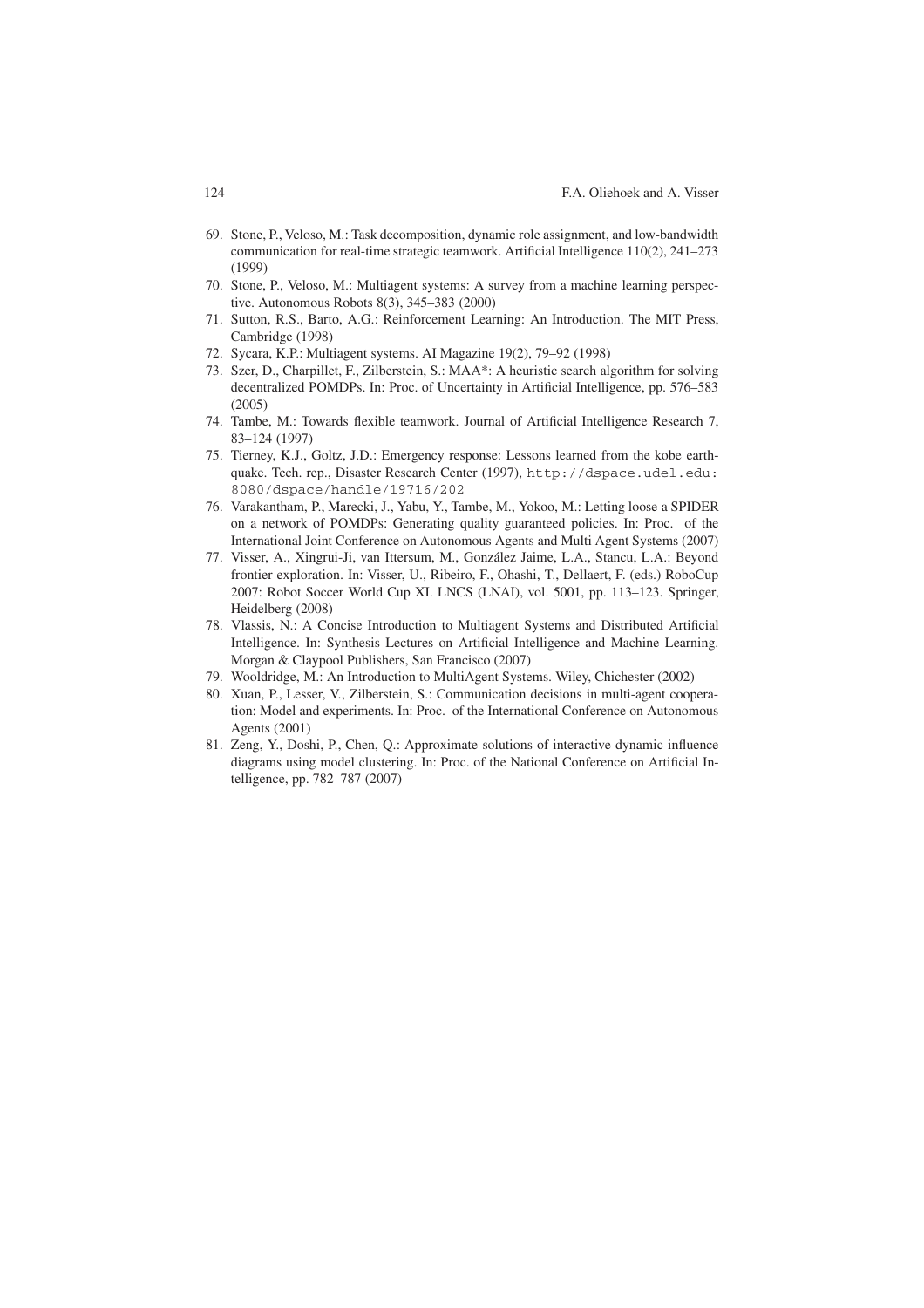69. Stone, P., Veloso, M.: Task decomposition, dynamic role assignment, and low-bandwidth communication for real-time strategic teamwork. Artificial Intelligence 110(2), 241–273 (1999)
70. Stone, P., Veloso, M.: Multiagent systems: A survey from a machine learning perspective. Autonomous Robots 8(3), 345–383 (2000)
71. Sutton, R.S., Barto, A.G.: Reinforcement Learning: An Introduction. The MIT Press, Cambridge (1998)
72. Sycara, K.P.: Multiagent systems. AI Magazine 19(2), 79–92 (1998)
73. Szer, D., Charpillet, F., Zilberstein, S.: MAA*: A heuristic search algorithm for solving decentralized POMDPs. In: Proc. of Uncertainty in Artificial Intelligence, pp. 576–583 (2005)
74. Tambe, M.: Towards flexible teamwork. Journal of Artificial Intelligence Research 7, 83–124 (1997)
75. Tierney, K.J., Goltz, J.D.: Emergency response: Lessons learned from the kobe earthquake. Tech. rep., Disaster Research Center (1997), `http://dspace.udel.edu:8080/dspace/handle/19716/202`
76. Varakantham, P., Marecki, J., Yabu, Y., Tambe, M., Yokoo, M.: Letting loose a SPIDER on a network of POMDPs: Generating quality guaranteed policies. In: Proc. of the International Joint Conference on Autonomous Agents and Multi Agent Systems (2007)
77. Visser, A., Xingrui-Ji, van Ittersum, M., González Jaime, L.A., Stancu, L.A.: Beyond frontier exploration. In: Visser, U., Ribeiro, F., Ohashi, T., Dellaert, F. (eds.) RoboCup 2007: Robot Soccer World Cup XI. LNCS (LNAI), vol. 5001, pp. 113–123. Springer, Heidelberg (2008)
78. Vlassis, N.: A Concise Introduction to Multiagent Systems and Distributed Artificial Intelligence. In: Synthesis Lectures on Artificial Intelligence and Machine Learning. Morgan & Claypool Publishers, San Francisco (2007)
79. Wooldridge, M.: An Introduction to MultiAgent Systems. Wiley, Chichester (2002)
80. Xuan, P., Lesser, V., Zilberstein, S.: Communication decisions in multi-agent cooperation: Model and experiments. In: Proc. of the International Conference on Autonomous Agents (2001)
81. Zeng, Y., Doshi, P., Chen, Q.: Approximate solutions of interactive dynamic influence diagrams using model clustering. In: Proc. of the National Conference on Artificial Intelligence, pp. 782–787 (2007)